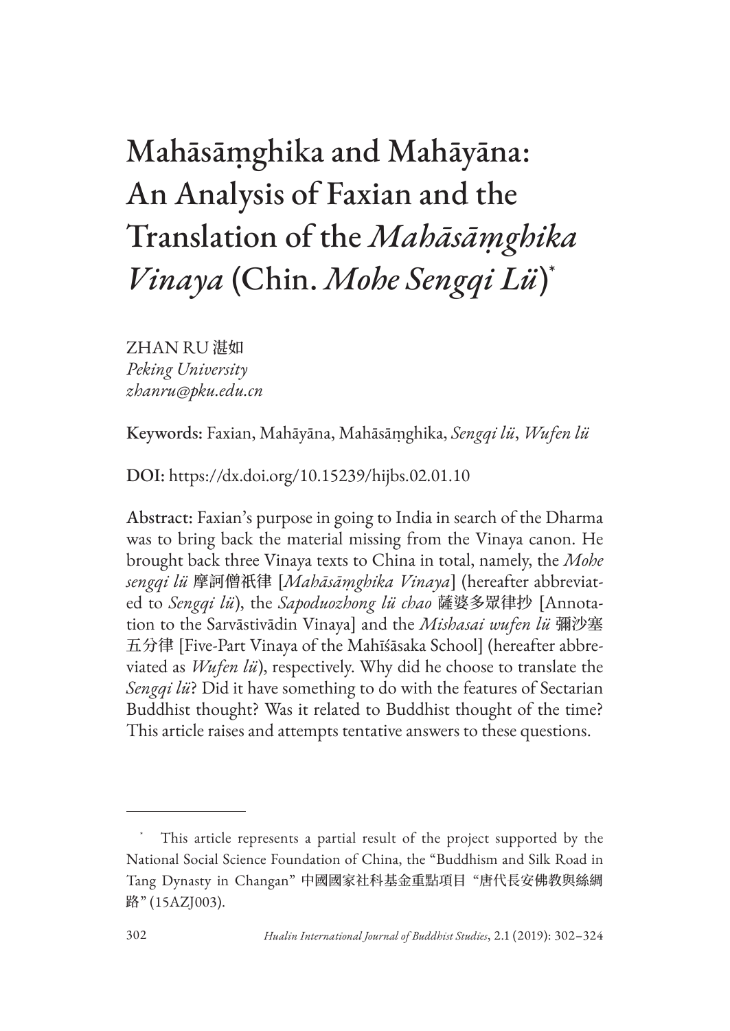# Mahāsāṃghika and Mahāyāna: An Analysis of Faxian and the Translation of the *Mahāsāṃghika Vinaya* (Chin. *Mohe Sengqi Lü*)*

ZHAN RU 湛如
*Peking University*
*zhanru@pku.edu.cn*

**Keywords:** Faxian, Mahāyāna, Mahāsāṃghika, *Sengqi lü*, *Wufen lü*

**DOI:** https://dx.doi.org/10.15239/hijbs.02.01.10

**Abstract:** Faxian's purpose in going to India in search of the Dharma was to bring back the material missing from the Vinaya canon. He brought back three Vinaya texts to China in total, namely, the *Mohe sengqi lü* 摩訶僧祇律 [*Mahāsāṃghika Vinaya*] (hereafter abbreviated to *Sengqi lü*), the *Sapoduozhong lü chao* 薩婆多眾律抄 [Annotation to the Sarvāstivādin Vinaya] and the *Mishasai wufen lü* 彌沙塞五分律 [Five-Part Vinaya of the Mahīśāsaka School] (hereafter abbreviated as *Wufen lü*), respectively. Why did he choose to translate the *Sengqi lü*? Did it have something to do with the features of Sectarian Buddhist thought? Was it related to Buddhist thought of the time? This article raises and attempts tentative answers to these questions.

---

* This article represents a partial result of the project supported by the National Social Science Foundation of China, the "Buddhism and Silk Road in Tang Dynasty in Changan" 中國國家社科基金重點項目 "唐代長安佛教與絲綢路" (15AZJ003).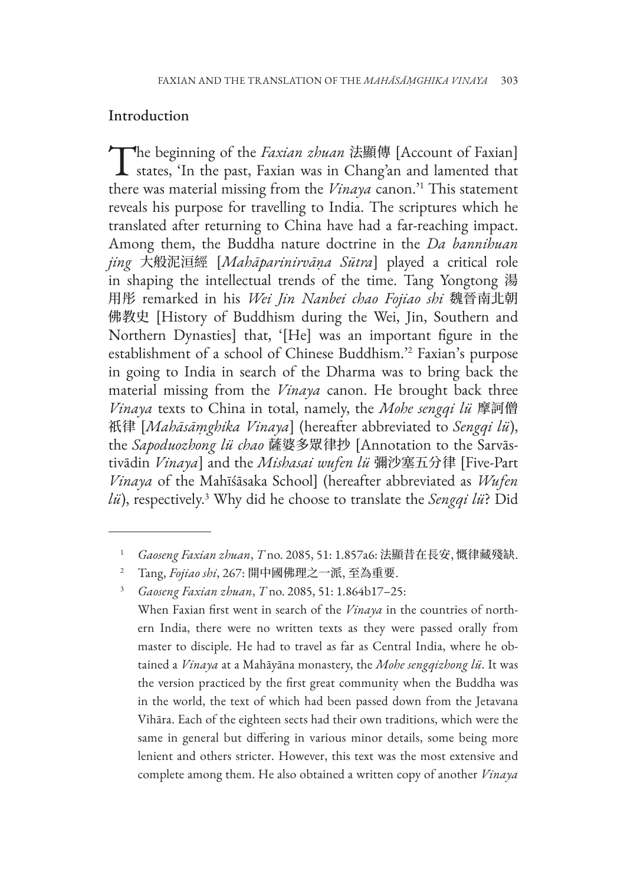## Introduction

The beginning of the *Faxian zhuan* 法顯傳 [Account of Faxian] states, 'In the past, Faxian was in Chang'an and lamented that there was material missing from the *Vinaya* canon.'[1] This statement reveals his purpose for travelling to India. The scriptures which he translated after returning to China have had a far-reaching impact. Among them, the Buddha nature doctrine in the *Da bannihuan jing* 大般泥洹經 [*Mahāparinirvāṇa Sūtra*] played a critical role in shaping the intellectual trends of the time. Tang Yongtong 湯用彤 remarked in his *Wei Jin Nanbei chao Fojiao shi* 魏晉南北朝佛教史 [History of Buddhism during the Wei, Jin, Southern and Northern Dynasties] that, '[He] was an important figure in the establishment of a school of Chinese Buddhism.'[2] Faxian's purpose in going to India in search of the Dharma was to bring back the material missing from the *Vinaya* canon. He brought back three *Vinaya* texts to China in total, namely, the *Mohe sengqi lü* 摩訶僧祇律 [*Mahāsāṃghika Vinaya*] (hereafter abbreviated to *Sengqi lü*), the *Sapoduozhong lü chao* 薩婆多眾律抄 [Annotation to the Sarvāstivādin *Vinaya*] and the *Mishasai wufen lü* 彌沙塞五分律 [Five-Part *Vinaya* of the Mahīśāsaka School] (hereafter abbreviated as *Wufen lü*), respectively.[3] Why did he choose to translate the *Sengqi lü*? Did

---

[1] *Gaoseng Faxian zhuan*, *T* no. 2085, 51: 1.857a6: 法顯昔在長安, 慨律藏殘缺.

[2] Tang, *Fojiao shi*, 267: 開中國佛理之一派, 至為重要.

[3] *Gaoseng Faxian zhuan*, *T* no. 2085, 51: 1.864b17–25:
When Faxian first went in search of the *Vinaya* in the countries of northern India, there were no written texts as they were passed orally from master to disciple. He had to travel as far as Central India, where he obtained a *Vinaya* at a Mahāyāna monastery, the *Mohe sengqizhong lü*. It was the version practiced by the first great community when the Buddha was in the world, the text of which had been passed down from the Jetavana Vihāra. Each of the eighteen sects had their own traditions, which were the same in general but differing in various minor details, some being more lenient and others stricter. However, this text was the most extensive and complete among them. He also obtained a written copy of another *Vinaya*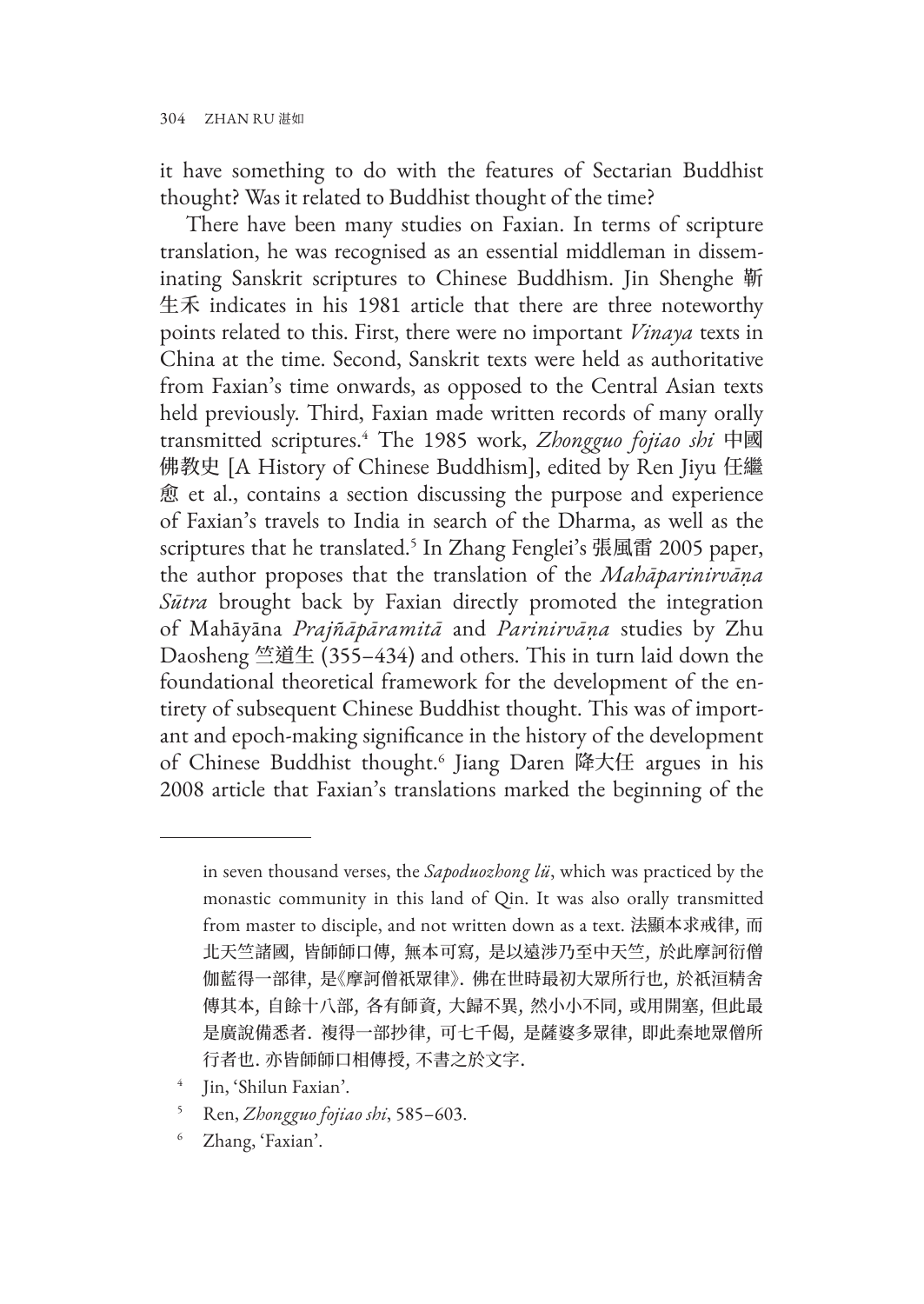it have something to do with the features of Sectarian Buddhist thought? Was it related to Buddhist thought of the time?

There have been many studies on Faxian. In terms of scripture translation, he was recognised as an essential middleman in disseminating Sanskrit scriptures to Chinese Buddhism. Jin Shenghe 靳生禾 indicates in his 1981 article that there are three noteworthy points related to this. First, there were no important *Vinaya* texts in China at the time. Second, Sanskrit texts were held as authoritative from Faxian's time onwards, as opposed to the Central Asian texts held previously. Third, Faxian made written records of many orally transmitted scriptures.[4] The 1985 work, *Zhongguo fojiao shi* 中國佛教史 [A History of Chinese Buddhism], edited by Ren Jiyu 任繼愈 et al., contains a section discussing the purpose and experience of Faxian's travels to India in search of the Dharma, as well as the scriptures that he translated.[5] In Zhang Fenglei's 張風雷 2005 paper, the author proposes that the translation of the *Mahāparinirvāṇa Sūtra* brought back by Faxian directly promoted the integration of Mahāyāna *Prajñāpāramitā* and *Parinirvāṇa* studies by Zhu Daosheng 竺道生 (355–434) and others. This in turn laid down the foundational theoretical framework for the development of the entirety of subsequent Chinese Buddhist thought. This was of important and epoch-making significance in the history of the development of Chinese Buddhist thought.[6] Jiang Daren 降大任 argues in his 2008 article that Faxian's translations marked the beginning of the

---

in seven thousand verses, the *Sapoduozhong lü*, which was practiced by the monastic community in this land of Qin. It was also orally transmitted from master to disciple, and not written down as a text. 法顯本求戒律，而北天竺諸國，皆師師口傳，無本可寫，是以遠涉乃至中天竺，於此摩訶衍僧伽藍得一部律，是《摩訶僧祇眾律》。佛在世時最初大眾所行也，於祇洹精舍傳其本，自餘十八部，各有師資，大歸不異，然小小不同，或用開塞，但此最是廣說備悉者。複得一部抄律，可七千偈，是薩婆多眾律，即此秦地眾僧所行者也。亦皆師師口相傳授，不書之於文字。

[4] Jin, 'Shilun Faxian'.

[5] Ren, *Zhongguo fojiao shi*, 585–603.

[6] Zhang, 'Faxian'.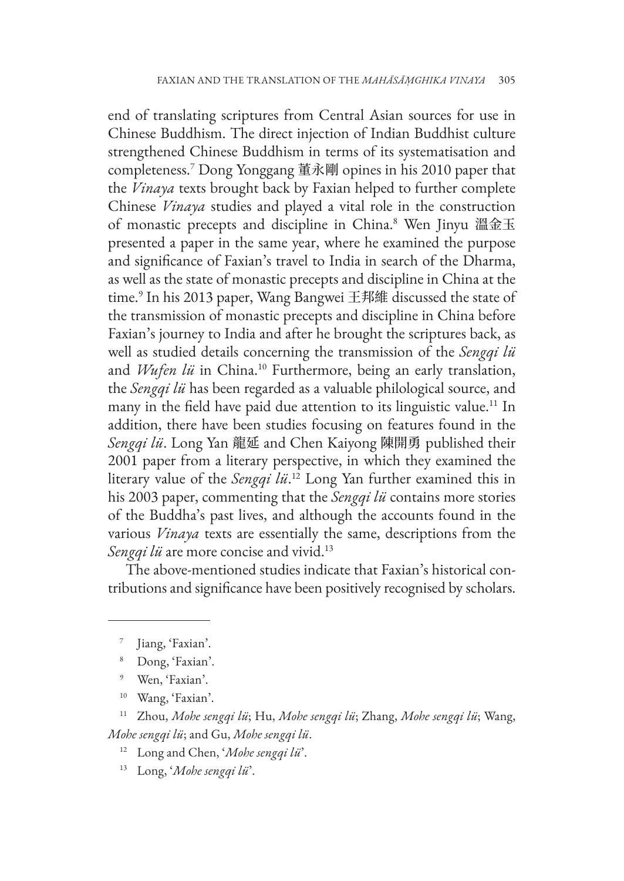end of translating scriptures from Central Asian sources for use in Chinese Buddhism. The direct injection of Indian Buddhist culture strengthened Chinese Buddhism in terms of its systematisation and completeness.[7] Dong Yonggang 董永剛 opines in his 2010 paper that the *Vinaya* texts brought back by Faxian helped to further complete Chinese *Vinaya* studies and played a vital role in the construction of monastic precepts and discipline in China.[8] Wen Jinyu 溫金玉 presented a paper in the same year, where he examined the purpose and significance of Faxian's travel to India in search of the Dharma, as well as the state of monastic precepts and discipline in China at the time.[9] In his 2013 paper, Wang Bangwei 王邦維 discussed the state of the transmission of monastic precepts and discipline in China before Faxian's journey to India and after he brought the scriptures back, as well as studied details concerning the transmission of the *Sengqi lü* and *Wufen lü* in China.[10] Furthermore, being an early translation, the *Sengqi lü* has been regarded as a valuable philological source, and many in the field have paid due attention to its linguistic value.[11] In addition, there have been studies focusing on features found in the *Sengqi lü*. Long Yan 龍延 and Chen Kaiyong 陳開勇 published their 2001 paper from a literary perspective, in which they examined the literary value of the *Sengqi lü*.[12] Long Yan further examined this in his 2003 paper, commenting that the *Sengqi lü* contains more stories of the Buddha's past lives, and although the accounts found in the various *Vinaya* texts are essentially the same, descriptions from the *Sengqi lü* are more concise and vivid.[13]

The above-mentioned studies indicate that Faxian's historical contributions and significance have been positively recognised by scholars.

---

[7] Jiang, 'Faxian'.

[8] Dong, 'Faxian'.

[9] Wen, 'Faxian'.

[10] Wang, 'Faxian'.

[11] Zhou, *Mohe sengqi lü*; Hu, *Mohe sengqi lü*; Zhang, *Mohe sengqi lü*; Wang, *Mohe sengqi lü*; and Gu, *Mohe sengqi lü*.

[12] Long and Chen, '*Mohe sengqi lü*'.

[13] Long, '*Mohe sengqi lü*'.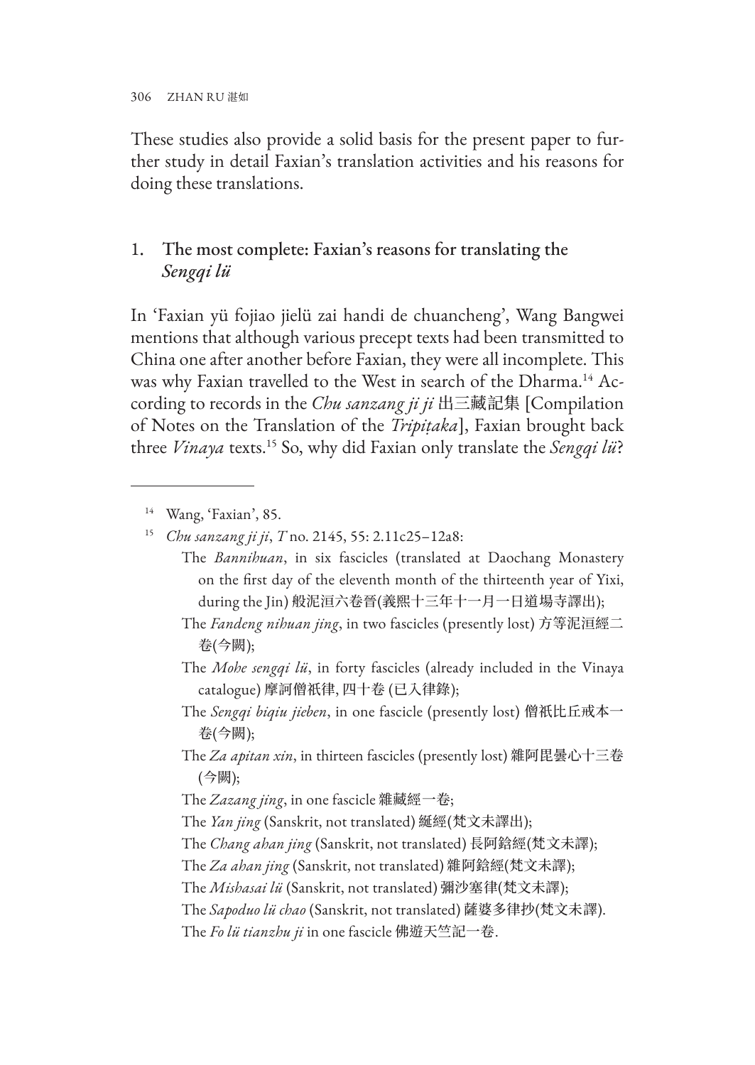These studies also provide a solid basis for the present paper to further study in detail Faxian's translation activities and his reasons for doing these translations.

## 1. The most complete: Faxian's reasons for translating the *Sengqi lü*

In 'Faxian yü fojiao jielü zai handi de chuancheng', Wang Bangwei mentions that although various precept texts had been transmitted to China one after another before Faxian, they were all incomplete. This was why Faxian travelled to the West in search of the Dharma.[14] According to records in the *Chu sanzang ji ji* 出三藏記集 [Compilation of Notes on the Translation of the *Tripiṭaka*], Faxian brought back three *Vinaya* texts.[15] So, why did Faxian only translate the *Sengqi lü*?

---

[14] Wang, 'Faxian', 85.

[15] *Chu sanzang ji ji*, *T* no. 2145, 55: 2.11c25–12a8:

> The *Bannihuan*, in six fascicles (translated at Daochang Monastery on the first day of the eleventh month of the thirteenth year of Yixi, during the Jin) 般泥洹六卷晉(義熙十三年十一月一日道場寺譯出);
> The *Fandeng nihuan jing*, in two fascicles (presently lost) 方等泥洹經二卷(今闕);
> The *Mohe sengqi lü*, in forty fascicles (already included in the Vinaya catalogue) 摩訶僧祇律, 四十卷 (已入律錄);
> The *Sengqi biqiu jieben*, in one fascicle (presently lost) 僧祇比丘戒本一卷(今闕);
> The *Za apitan xin*, in thirteen fascicles (presently lost) 雜阿毘曇心十三卷(今闕);
> The *Zazang jing*, in one fascicle 雜藏經一卷;
> The *Yan jing* (Sanskrit, not translated) 綖經(梵文未譯出);
> The *Chang ahan jing* (Sanskrit, not translated) 長阿鋡經(梵文未譯);
> The *Za ahan jing* (Sanskrit, not translated) 雜阿鋡經(梵文未譯);
> The *Mishasai lü* (Sanskrit, not translated) 彌沙塞律(梵文未譯);
> The *Sapoduo lü chao* (Sanskrit, not translated) 薩婆多律抄(梵文未譯).
> The *Fo lü tianzhu ji* in one fascicle 佛遊天竺記一卷.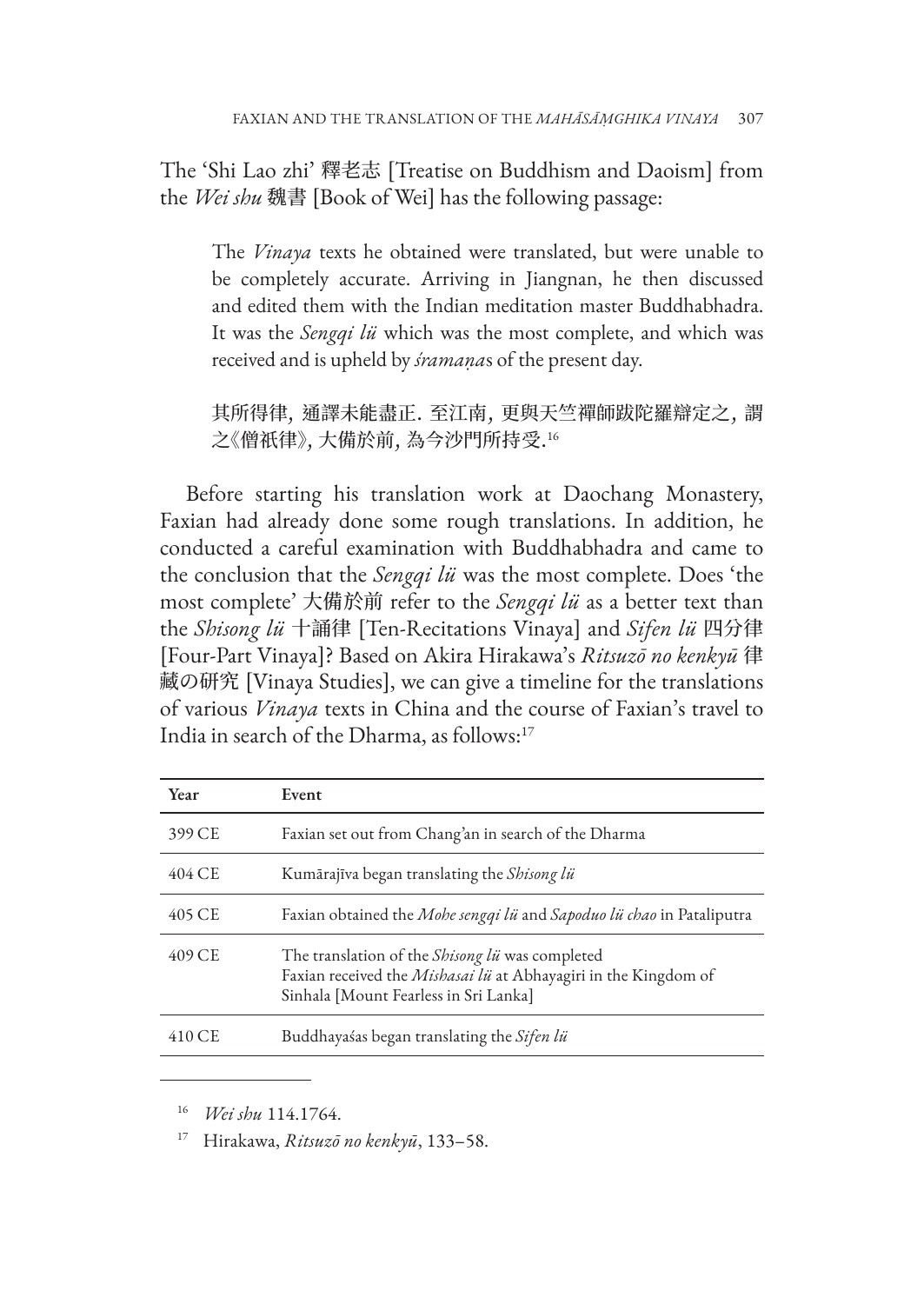The 'Shi Lao zhi' 釋老志 [Treatise on Buddhism and Daoism] from the *Wei shu* 魏書 [Book of Wei] has the following passage:

> The *Vinaya* texts he obtained were translated, but were unable to be completely accurate. Arriving in Jiangnan, he then discussed and edited them with the Indian meditation master Buddhabhadra. It was the *Sengqi lü* which was the most complete, and which was received and is upheld by *śramaṇa*s of the present day.
>
> 其所得律, 通譯未能盡正. 至江南, 更與天竺禪師跋陀羅辯定之, 謂之《僧祇律》, 大備於前, 為今沙門所持受.[16]

Before starting his translation work at Daochang Monastery, Faxian had already done some rough translations. In addition, he conducted a careful examination with Buddhabhadra and came to the conclusion that the *Sengqi lü* was the most complete. Does 'the most complete' 大備於前 refer to the *Sengqi lü* as a better text than the *Shisong lü* 十誦律 [Ten-Recitations Vinaya] and *Sifen lü* 四分律 [Four-Part Vinaya]? Based on Akira Hirakawa's *Ritsuzō no kenkyū* 律藏の研究 [Vinaya Studies], we can give a timeline for the translations of various *Vinaya* texts in China and the course of Faxian's travel to India in search of the Dharma, as follows:[17]

| Year | Event |
|---|---|
| 399 CE | Faxian set out from Chang'an in search of the Dharma |
| 404 CE | Kumārajīva began translating the *Shisong lü* |
| 405 CE | Faxian obtained the *Mohe sengqi lü* and *Sapoduo lü chao* in Pataliputra |
| 409 CE | The translation of the *Shisong lü* was completed<br>Faxian received the *Mishasai lü* at Abhayagiri in the Kingdom of Sinhala [Mount Fearless in Sri Lanka] |
| 410 CE | Buddhayaśas began translating the *Sifen lü* |

---

16 *Wei shu* 114.1764.

17 Hirakawa, *Ritsuzō no kenkyū*, 133–58.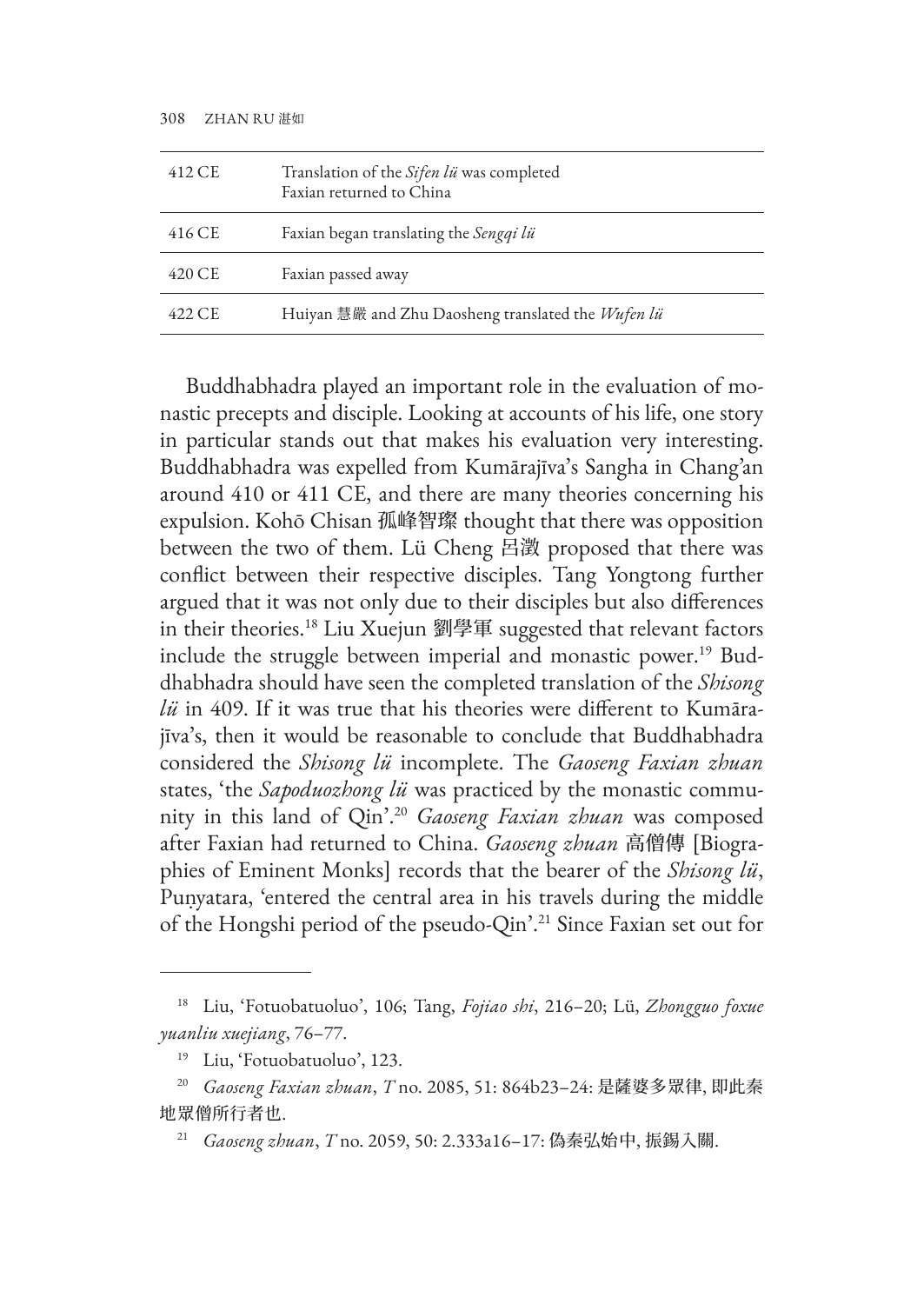| 412 CE | Translation of the *Sifen lü* was completed<br>Faxian returned to China |
|---|---|
| 416 CE | Faxian began translating the *Sengqi lü* |
| 420 CE | Faxian passed away |
| 422 CE | Huiyan 慧嚴 and Zhu Daosheng translated the *Wufen lü* |

Buddhabhadra played an important role in the evaluation of monastic precepts and disciple. Looking at accounts of his life, one story in particular stands out that makes his evaluation very interesting. Buddhabhadra was expelled from Kumārajīva's Sangha in Chang'an around 410 or 411 CE, and there are many theories concerning his expulsion. Kohō Chisan 孤峰智璨 thought that there was opposition between the two of them. Lü Cheng 呂澂 proposed that there was conflict between their respective disciples. Tang Yongtong further argued that it was not only due to their disciples but also differences in their theories.[18] Liu Xuejun 劉學軍 suggested that relevant factors include the struggle between imperial and monastic power.[19] Buddhabhadra should have seen the completed translation of the *Shisong lü* in 409. If it was true that his theories were different to Kumārajīva's, then it would be reasonable to conclude that Buddhabhadra considered the *Shisong lü* incomplete. The *Gaoseng Faxian zhuan* states, 'the *Sapoduozhong lü* was practiced by the monastic community in this land of Qin'.[20] *Gaoseng Faxian zhuan* was composed after Faxian had returned to China. *Gaoseng zhuan* 高僧傳 [Biographies of Eminent Monks] records that the bearer of the *Shisong lü*, Puṇyatara, 'entered the central area in his travels during the middle of the Hongshi period of the pseudo-Qin'.[21] Since Faxian set out for

---

[18] Liu, 'Fotuobatuoluo', 106; Tang, *Fojiao shi*, 216–20; Lü, *Zhongguo foxue yuanliu xuejiang*, 76–77.

[19] Liu, 'Fotuobatuoluo', 123.

[20] *Gaoseng Faxian zhuan*, *T* no. 2085, 51: 864b23–24: 是薩婆多眾律, 即此秦地眾僧所行者也.

[21] *Gaoseng zhuan*, *T* no. 2059, 50: 2.333a16–17: 偽秦弘始中, 振錫入關.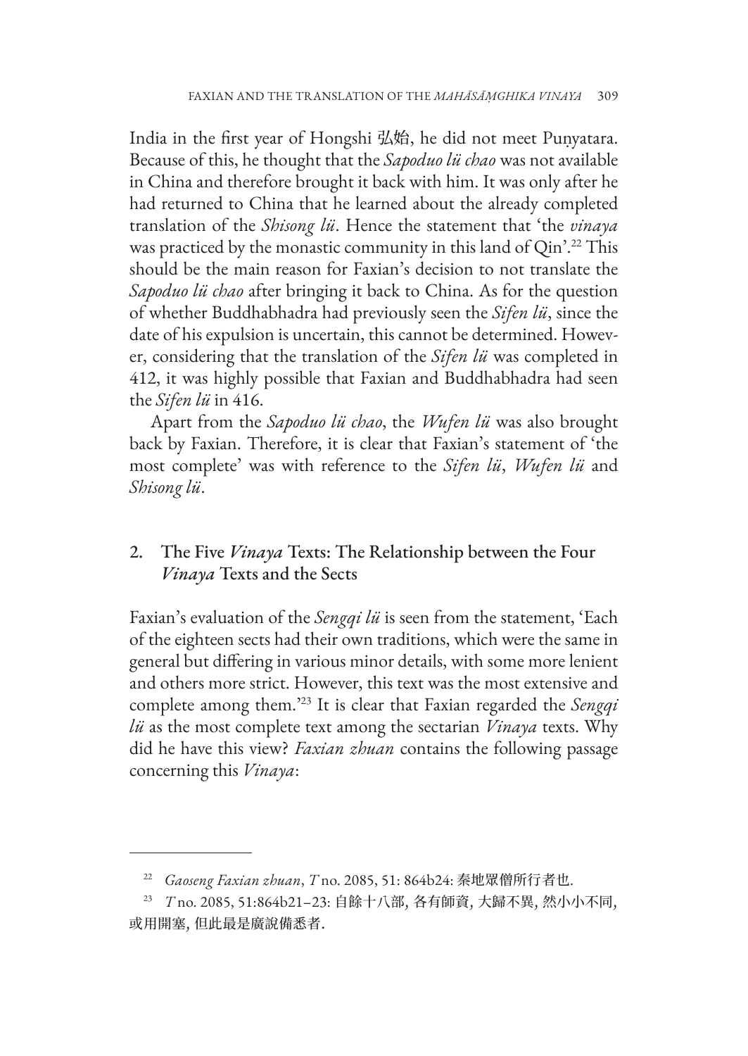India in the first year of Hongshi 弘始, he did not meet Puṇyatara. Because of this, he thought that the *Sapoduo lü chao* was not available in China and therefore brought it back with him. It was only after he had returned to China that he learned about the already completed translation of the *Shisong lü*. Hence the statement that 'the *vinaya* was practiced by the monastic community in this land of Qin'.[22] This should be the main reason for Faxian's decision to not translate the *Sapoduo lü chao* after bringing it back to China. As for the question of whether Buddhabhadra had previously seen the *Sifen lü*, since the date of his expulsion is uncertain, this cannot be determined. However, considering that the translation of the *Sifen lü* was completed in 412, it was highly possible that Faxian and Buddhabhadra had seen the *Sifen lü* in 416.

Apart from the *Sapoduo lü chao*, the *Wufen lü* was also brought back by Faxian. Therefore, it is clear that Faxian's statement of 'the most complete' was with reference to the *Sifen lü*, *Wufen lü* and *Shisong lü*.

## 2. The Five *Vinaya* Texts: The Relationship between the Four *Vinaya* Texts and the Sects

Faxian's evaluation of the *Sengqi lü* is seen from the statement, 'Each of the eighteen sects had their own traditions, which were the same in general but differing in various minor details, with some more lenient and others more strict. However, this text was the most extensive and complete among them.'[23] It is clear that Faxian regarded the *Sengqi lü* as the most complete text among the sectarian *Vinaya* texts. Why did he have this view? *Faxian zhuan* contains the following passage concerning this *Vinaya*:

---

[22] *Gaoseng Faxian zhuan*, *T* no. 2085, 51: 864b24: 秦地眾僧所行者也.

[23] *T* no. 2085, 51:864b21–23: 自餘十八部, 各有師資, 大歸不異, 然小小不同, 或用開塞, 但此最是廣說備悉者.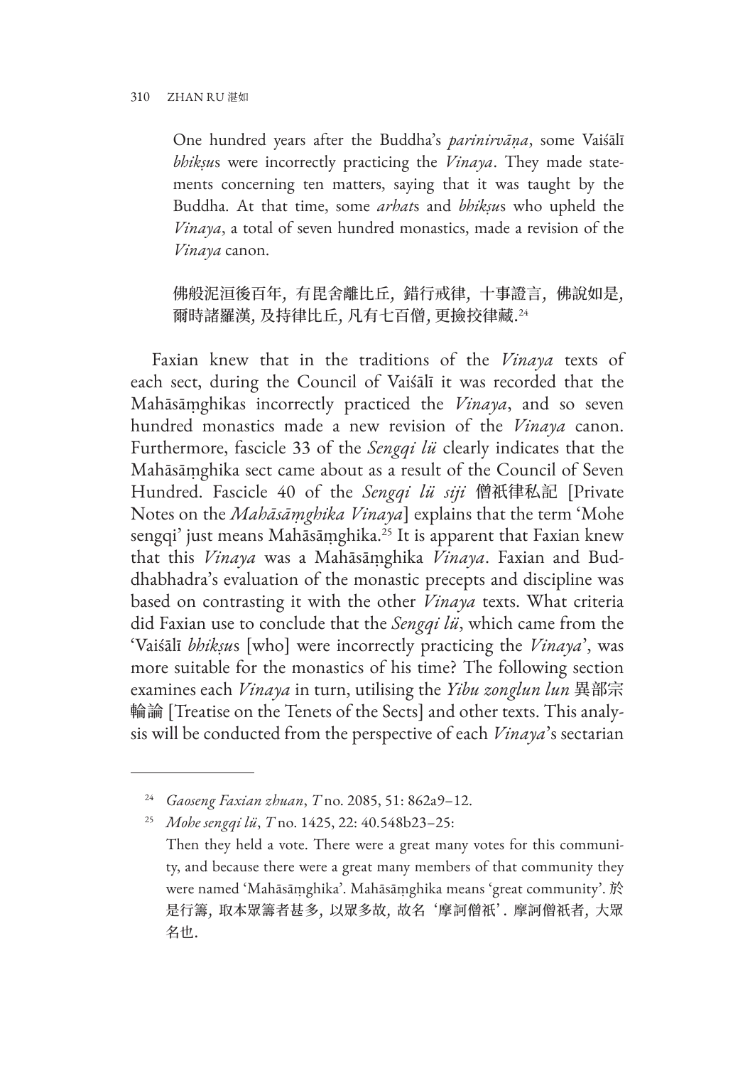> One hundred years after the Buddha's *parinirvāṇa*, some Vaiśālī *bhikṣu*s were incorrectly practicing the *Vinaya*. They made statements concerning ten matters, saying that it was taught by the Buddha. At that time, some *arhat*s and *bhikṣu*s who upheld the *Vinaya*, a total of seven hundred monastics, made a revision of the *Vinaya* canon.
>
> 佛般泥洹後百年，有毘舍離比丘，錯行戒律，十事證言，佛說如是，爾時諸羅漢，及持律比丘，凡有七百僧，更撿挍律藏.[24]

Faxian knew that in the traditions of the *Vinaya* texts of each sect, during the Council of Vaiśālī it was recorded that the Mahāsāṃghikas incorrectly practiced the *Vinaya*, and so seven hundred monastics made a new revision of the *Vinaya* canon. Furthermore, fascicle 33 of the *Sengqi lü* clearly indicates that the Mahāsāṃghika sect came about as a result of the Council of Seven Hundred. Fascicle 40 of the *Sengqi lü siji* 僧祇律私記 [Private Notes on the *Mahāsāṃghika Vinaya*] explains that the term 'Mohe sengqi' just means Mahāsāṃghika.[25] It is apparent that Faxian knew that this *Vinaya* was a Mahāsāṃghika *Vinaya*. Faxian and Buddhabhadra's evaluation of the monastic precepts and discipline was based on contrasting it with the other *Vinaya* texts. What criteria did Faxian use to conclude that the *Sengqi lü*, which came from the 'Vaiśālī *bhikṣu*s [who] were incorrectly practicing the *Vinaya*', was more suitable for the monastics of his time? The following section examines each *Vinaya* in turn, utilising the *Yibu zonglun lun* 異部宗輪論 [Treatise on the Tenets of the Sects] and other texts. This analysis will be conducted from the perspective of each *Vinaya*'s sectarian

---

[24] *Gaoseng Faxian zhuan*, *T* no. 2085, 51: 862a9–12.

[25] *Mohe sengqi lü*, *T* no. 1425, 22: 40.548b23–25:
Then they held a vote. There were a great many votes for this community, and because there were a great many members of that community they were named 'Mahāsāṃghika'. Mahāsāṃghika means 'great community'. 於是行籌，取本眾籌者甚多，以眾多故，故名 '摩訶僧祇'. 摩訶僧祇者，大眾名也.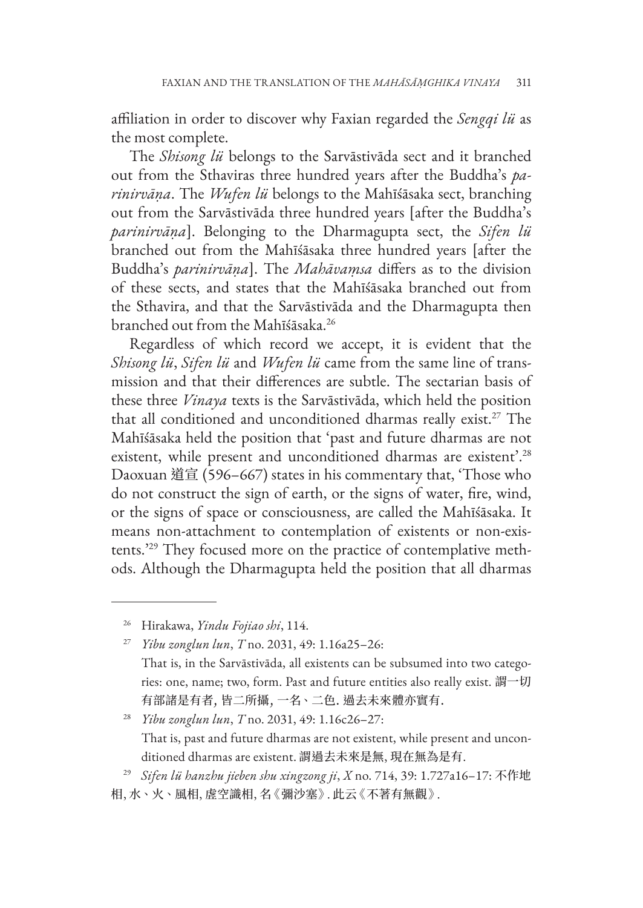affiliation in order to discover why Faxian regarded the *Sengqi lü* as the most complete.

The *Shisong lü* belongs to the Sarvāstivāda sect and it branched out from the Sthaviras three hundred years after the Buddha's *parinirvāṇa*. The *Wufen lü* belongs to the Mahīśāsaka sect, branching out from the Sarvāstivāda three hundred years [after the Buddha's *parinirvāṇa*]. Belonging to the Dharmagupta sect, the *Sifen lü* branched out from the Mahīśāsaka three hundred years [after the Buddha's *parinirvāṇa*]. The *Mahāvaṃsa* differs as to the division of these sects, and states that the Mahīśāsaka branched out from the Sthavira, and that the Sarvāstivāda and the Dharmagupta then branched out from the Mahīśāsaka.[26]

Regardless of which record we accept, it is evident that the *Shisong lü*, *Sifen lü* and *Wufen lü* came from the same line of transmission and that their differences are subtle. The sectarian basis of these three *Vinaya* texts is the Sarvāstivāda, which held the position that all conditioned and unconditioned dharmas really exist.[27] The Mahīśāsaka held the position that 'past and future dharmas are not existent, while present and unconditioned dharmas are existent'.[28] Daoxuan 道宣 (596–667) states in his commentary that, 'Those who do not construct the sign of earth, or the signs of water, fire, wind, or the signs of space or consciousness, are called the Mahīśāsaka. It means non-attachment to contemplation of existents or non-existents.'[29] They focused more on the practice of contemplative methods. Although the Dharmagupta held the position that all dharmas

---

[26] Hirakawa, *Yindu Fojiao shi*, 114.

[27] *Yibu zonglun lun*, *T* no. 2031, 49: 1.16a25–26:
That is, in the Sarvāstivāda, all existents can be subsumed into two categories: one, name; two, form. Past and future entities also really exist. 謂一切有部諸是有者，皆二所攝，一名、二色. 過去未來體亦實有.

[28] *Yibu zonglun lun*, *T* no. 2031, 49: 1.16c26–27:
That is, past and future dharmas are not existent, while present and unconditioned dharmas are existent. 謂過去未來是無，現在無為是有.

[29] *Sifen lü hanzhu jieben shu xingzong ji*, *X* no. 714, 39: 1.727a16–17: 不作地相，水、火、風相，虛空識相，名《彌沙塞》. 此云《不著有無觀》.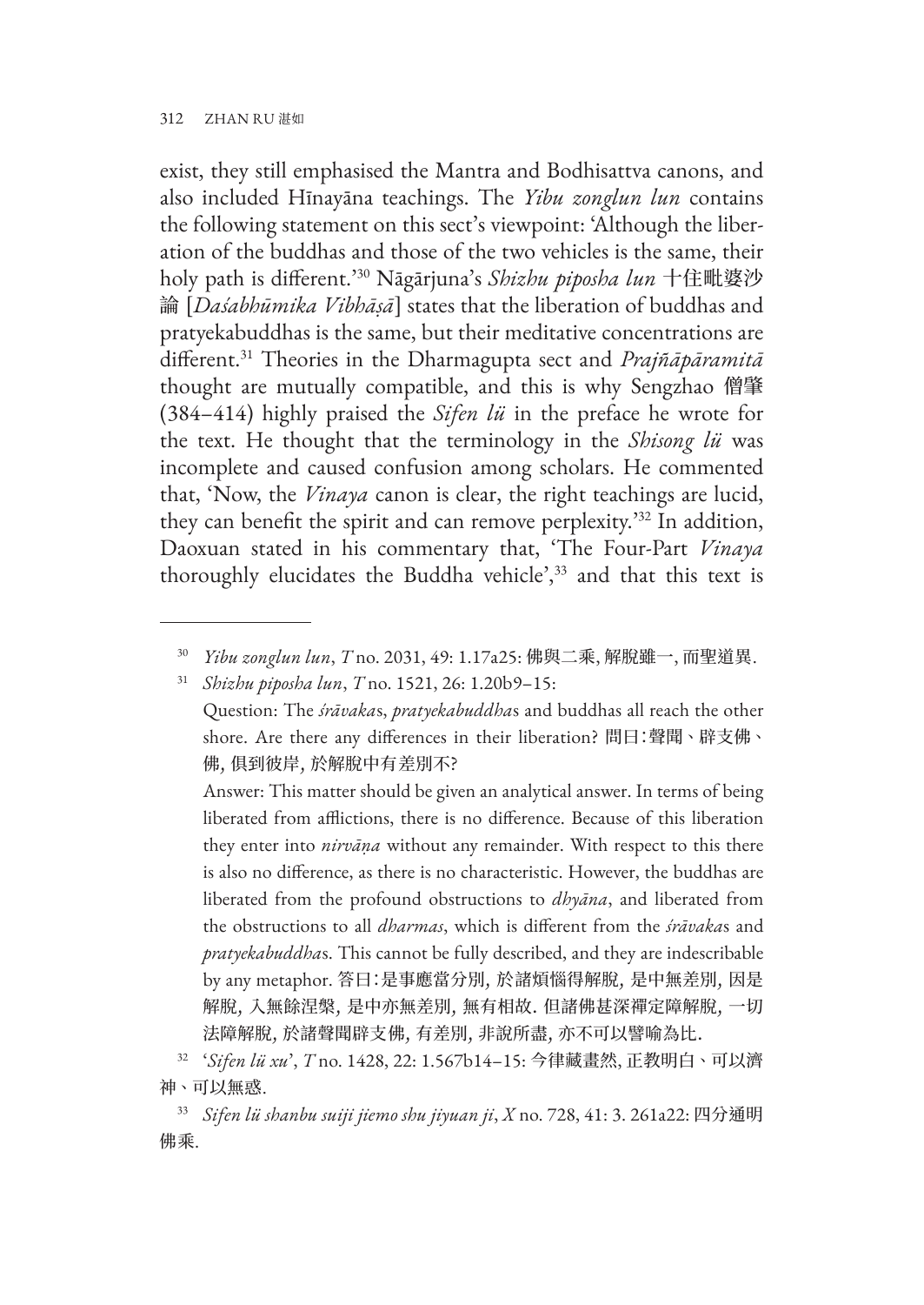exist, they still emphasised the Mantra and Bodhisattva canons, and also included Hīnayāna teachings. The *Yibu zonglun lun* contains the following statement on this sect's viewpoint: 'Although the liberation of the buddhas and those of the two vehicles is the same, their holy path is different.'[30] Nāgārjuna's *Shizhu piposha lun* 十住毗婆沙論 [*Daśabhūmika Vibhāṣā*] states that the liberation of buddhas and pratyekabuddhas is the same, but their meditative concentrations are different.[31] Theories in the Dharmagupta sect and *Prajñāpāramitā* thought are mutually compatible, and this is why Sengzhao 僧肇 (384–414) highly praised the *Sifen lü* in the preface he wrote for the text. He thought that the terminology in the *Shisong lü* was incomplete and caused confusion among scholars. He commented that, 'Now, the *Vinaya* canon is clear, the right teachings are lucid, they can benefit the spirit and can remove perplexity.'[32] In addition, Daoxuan stated in his commentary that, 'The Four-Part *Vinaya* thoroughly elucidates the Buddha vehicle',[33] and that this text is

---

[30] *Yibu zonglun lun*, *T* no. 2031, 49: 1.17a25: 佛與二乘, 解脫雖一, 而聖道異.

[31] *Shizhu piposha lun*, *T* no. 1521, 26: 1.20b9–15:

Question: The *śrāvaka*s, *pratyekabuddha*s and buddhas all reach the other shore. Are there any differences in their liberation? 問曰：聲聞、辟支佛、佛, 俱到彼岸, 於解脫中有差別不?

Answer: This matter should be given an analytical answer. In terms of being liberated from afflictions, there is no difference. Because of this liberation they enter into *nirvāṇa* without any remainder. With respect to this there is also no difference, as there is no characteristic. However, the buddhas are liberated from the profound obstructions to *dhyāna*, and liberated from the obstructions to all *dharmas*, which is different from the *śrāvaka*s and *pratyekabuddha*s. This cannot be fully described, and they are indescribable by any metaphor. 答曰：是事應當分別, 於諸煩惱得解脫, 是中無差別, 因是解脫, 入無餘涅槃, 是中亦無差別, 無有相故. 但諸佛甚深禪定障解脫, 一切法障解脫, 於諸聲聞辟支佛, 有差別, 非說所盡, 亦不可以譬喻為比.

[32] '*Sifen lü xu*', *T* no. 1428, 22: 1.567b14–15: 今律藏畫然, 正教明白、可以濟神、可以無惑.

[33] *Sifen lü shanbu suiji jiemo shu jiyuan ji*, *X* no. 728, 41: 3. 261a22: 四分通明佛乘.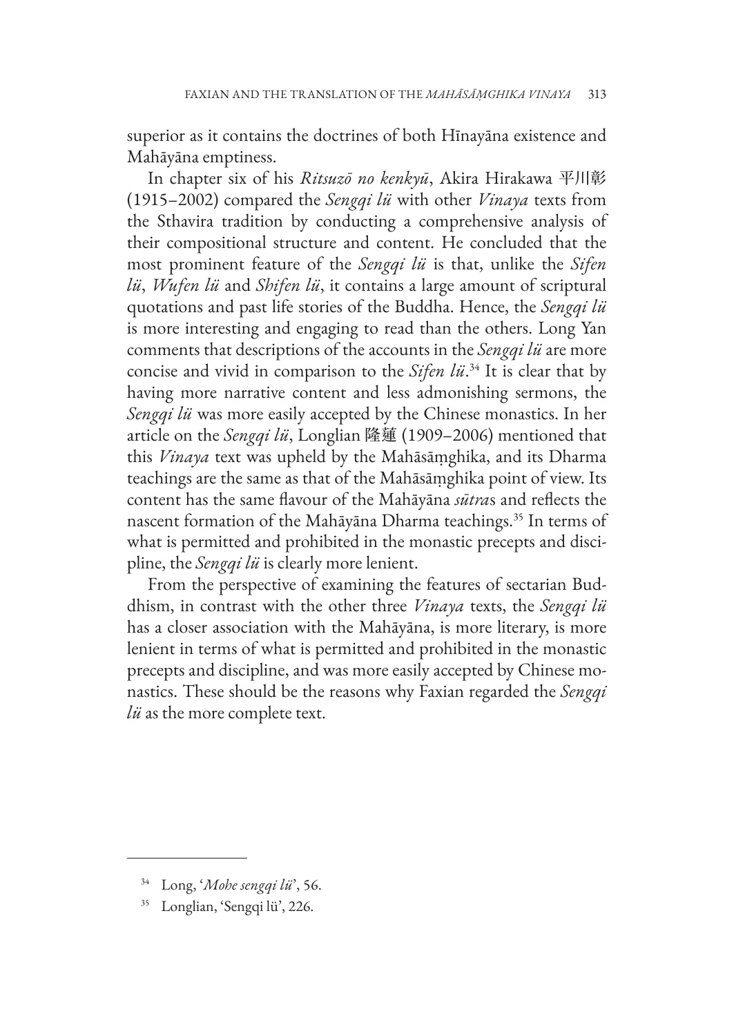superior as it contains the doctrines of both Hīnayāna existence and Mahāyāna emptiness.

In chapter six of his *Ritsuzō no kenkyū*, Akira Hirakawa 平川彰 (1915–2002) compared the *Sengqi lü* with other *Vinaya* texts from the Sthavira tradition by conducting a comprehensive analysis of their compositional structure and content. He concluded that the most prominent feature of the *Sengqi lü* is that, unlike the *Sifen lü*, *Wufen lü* and *Shifen lü*, it contains a large amount of scriptural quotations and past life stories of the Buddha. Hence, the *Sengqi lü* is more interesting and engaging to read than the others. Long Yan comments that descriptions of the accounts in the *Sengqi lü* are more concise and vivid in comparison to the *Sifen lü*.[34] It is clear that by having more narrative content and less admonishing sermons, the *Sengqi lü* was more easily accepted by the Chinese monastics. In her article on the *Sengqi lü*, Longlian 隆蓮 (1909–2006) mentioned that this *Vinaya* text was upheld by the Mahāsāṃghika, and its Dharma teachings are the same as that of the Mahāsāṃghika point of view. Its content has the same flavour of the Mahāyāna *sūtra*s and reflects the nascent formation of the Mahāyāna Dharma teachings.[35] In terms of what is permitted and prohibited in the monastic precepts and discipline, the *Sengqi lü* is clearly more lenient.

From the perspective of examining the features of sectarian Buddhism, in contrast with the other three *Vinaya* texts, the *Sengqi lü* has a closer association with the Mahāyāna, is more literary, is more lenient in terms of what is permitted and prohibited in the monastic precepts and discipline, and was more easily accepted by Chinese monastics. These should be the reasons why Faxian regarded the *Sengqi lü* as the more complete text.

---

[34] Long, '*Mohe sengqi lü*', 56.

[35] Longlian, 'Sengqi lü', 226.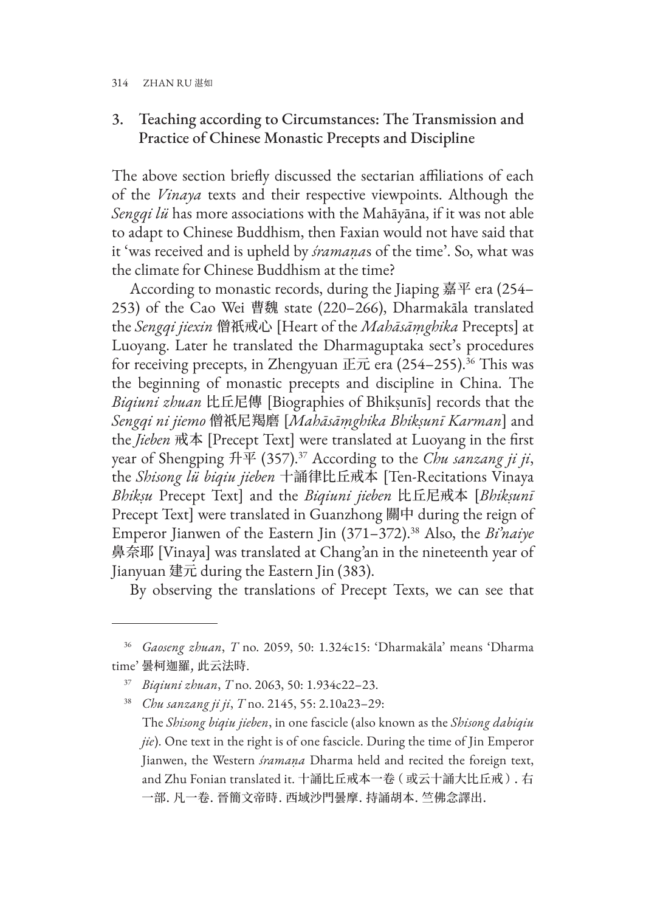## 3. Teaching according to Circumstances: The Transmission and Practice of Chinese Monastic Precepts and Discipline

The above section briefly discussed the sectarian affiliations of each of the *Vinaya* texts and their respective viewpoints. Although the *Sengqi lü* has more associations with the Mahāyāna, if it was not able to adapt to Chinese Buddhism, then Faxian would not have said that it 'was received and is upheld by *śramaṇa*s of the time'. So, what was the climate for Chinese Buddhism at the time?

According to monastic records, during the Jiaping 嘉平 era (254–253) of the Cao Wei 曹魏 state (220–266), Dharmakāla translated the *Sengqi jiexin* 僧祇戒心 [Heart of the *Mahāsāṃghika* Precepts] at Luoyang. Later he translated the Dharmaguptaka sect's procedures for receiving precepts, in Zhengyuan 正元 era (254–255).[36] This was the beginning of monastic precepts and discipline in China. The *Biqiuni zhuan* 比丘尼傳 [Biographies of Bhikṣunīs] records that the *Sengqi ni jiemo* 僧祇尼羯磨 [*Mahāsāṃghika Bhikṣunī Karman*] and the *Jieben* 戒本 [Precept Text] were translated at Luoyang in the first year of Shengping 升平 (357).[37] According to the *Chu sanzang ji ji*, the *Shisong lü biqiu jieben* 十誦律比丘戒本 [Ten-Recitations Vinaya *Bhikṣu* Precept Text] and the *Biqiuni jieben* 比丘尼戒本 [*Bhikṣunī* Precept Text] were translated in Guanzhong 關中 during the reign of Emperor Jianwen of the Eastern Jin (371–372).[38] Also, the *Bi'naiye* 鼻奈耶 [Vinaya] was translated at Chang'an in the nineteenth year of Jianyuan 建元 during the Eastern Jin (383).

By observing the translations of Precept Texts, we can see that

---

[36] *Gaoseng zhuan*, *T* no. 2059, 50: 1.324c15: 'Dharmakāla' means 'Dharma time' 曇柯迦羅，此云法時.

[37] *Biqiuni zhuan*, *T* no. 2063, 50: 1.934c22–23.

[38] *Chu sanzang ji ji*, *T* no. 2145, 55: 2.10a23–29:
The *Shisong biqiu jieben*, in one fascicle (also known as the *Shisong dabiqiu jie*). One text in the right is of one fascicle. During the time of Jin Emperor Jianwen, the Western *śramaṇa* Dharma held and recited the foreign text, and Zhu Fonian translated it. 十誦比丘戒本一卷（或云十誦大比丘戒）. 右一部. 凡一卷. 晉簡文帝時. 西域沙門曇摩. 持誦胡本. 竺佛念譯出.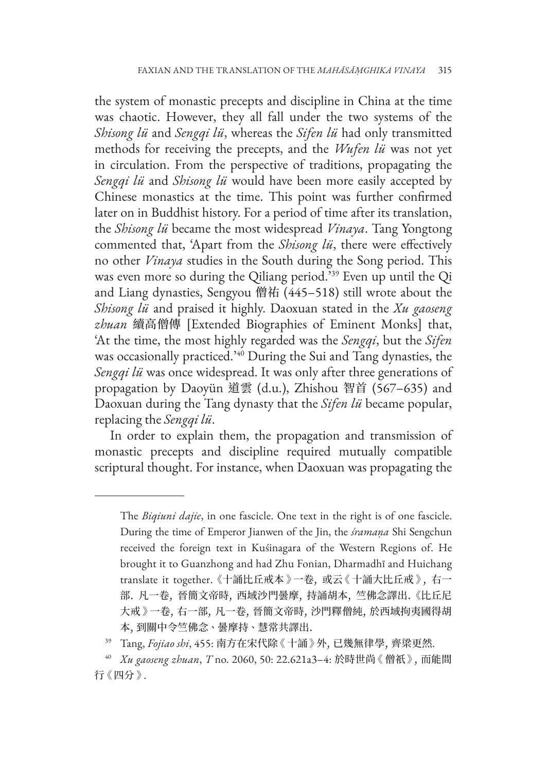the system of monastic precepts and discipline in China at the time was chaotic. However, they all fall under the two systems of the *Shisong lü* and *Sengqi lü*, whereas the *Sifen lü* had only transmitted methods for receiving the precepts, and the *Wufen lü* was not yet in circulation. From the perspective of traditions, propagating the *Sengqi lü* and *Shisong lü* would have been more easily accepted by Chinese monastics at the time. This point was further confirmed later on in Buddhist history. For a period of time after its translation, the *Shisong lü* became the most widespread *Vinaya*. Tang Yongtong commented that, 'Apart from the *Shisong lü*, there were effectively no other *Vinaya* studies in the South during the Song period. This was even more so during the Qiliang period.'[39] Even up until the Qi and Liang dynasties, Sengyou 僧祐 (445–518) still wrote about the *Shisong lü* and praised it highly. Daoxuan stated in the *Xu gaoseng zhuan* 續高僧傳 [Extended Biographies of Eminent Monks] that, 'At the time, the most highly regarded was the *Sengqi*, but the *Sifen* was occasionally practiced.'[40] During the Sui and Tang dynasties, the *Sengqi lü* was once widespread. It was only after three generations of propagation by Daoyün 道雲 (d.u.), Zhishou 智首 (567–635) and Daoxuan during the Tang dynasty that the *Sifen lü* became popular, replacing the *Sengqi lü*.

In order to explain them, the propagation and transmission of monastic precepts and discipline required mutually compatible scriptural thought. For instance, when Daoxuan was propagating the

---

The *Biqiuni dajie*, in one fascicle. One text in the right is of one fascicle. During the time of Emperor Jianwen of the Jin, the *śramaṇa* Shi Sengchun received the foreign text in Kuśinagara of the Western Regions of. He brought it to Guanzhong and had Zhu Fonian, Dharmadhī and Huichang translate it together. 《十誦比丘戒本》一卷，或云《十誦大比丘戒》，右一部。凡一卷，晉簡文帝時，西域沙門曇摩，持誦胡本，竺佛念譯出。《比丘尼大戒》一卷，右一部，凡一卷，晉簡文帝時，沙門釋僧純，於西域拘夷國得胡本，到關中令竺佛念、曇摩持、慧常共譯出。

[39] Tang, *Fojiao shi*, 455: 南方在宋代除《十誦》外，已幾無律學，齊梁更然。

[40] *Xu gaoseng zhuan*, *T* no. 2060, 50: 22.621a3–4: 於時世尚《僧祇》，而能間行《四分》。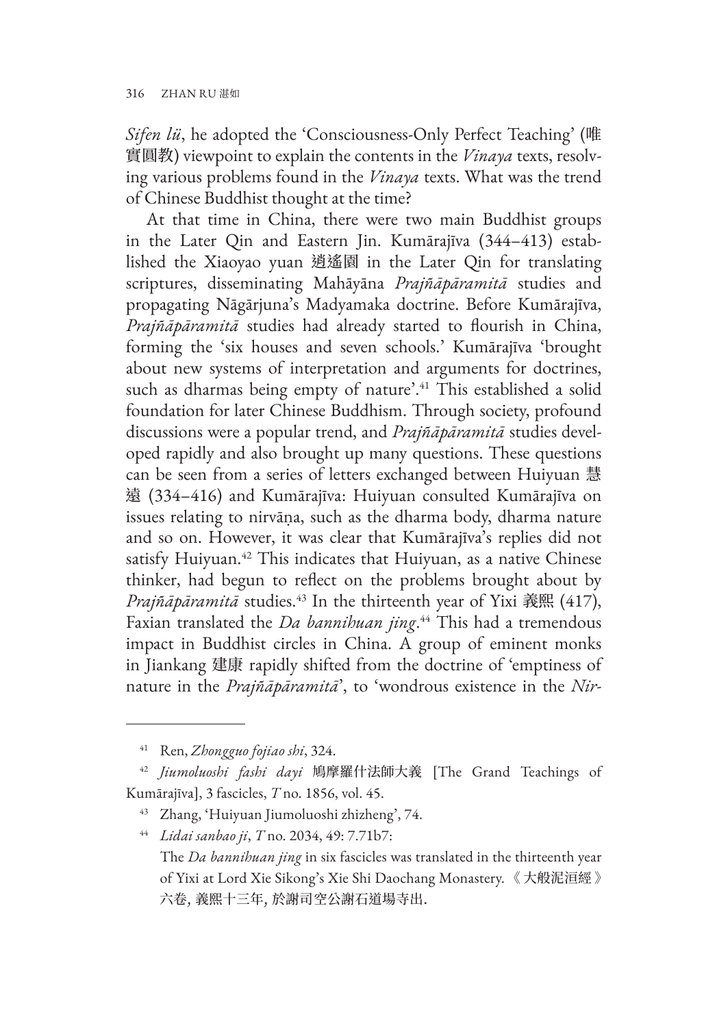*Sifen lü*, he adopted the 'Consciousness-Only Perfect Teaching' (唯實圓教) viewpoint to explain the contents in the *Vinaya* texts, resolving various problems found in the *Vinaya* texts. What was the trend of Chinese Buddhist thought at the time?

At that time in China, there were two main Buddhist groups in the Later Qin and Eastern Jin. Kumārajīva (344–413) established the Xiaoyao yuan 逍遙園 in the Later Qin for translating scriptures, disseminating Mahāyāna *Prajñāpāramitā* studies and propagating Nāgārjuna's Madyamaka doctrine. Before Kumārajīva, *Prajñāpāramitā* studies had already started to flourish in China, forming the 'six houses and seven schools.' Kumārajīva 'brought about new systems of interpretation and arguments for doctrines, such as dharmas being empty of nature'.[41] This established a solid foundation for later Chinese Buddhism. Through society, profound discussions were a popular trend, and *Prajñāpāramitā* studies developed rapidly and also brought up many questions. These questions can be seen from a series of letters exchanged between Huiyuan 慧遠 (334–416) and Kumārajīva: Huiyuan consulted Kumārajīva on issues relating to nirvāṇa, such as the dharma body, dharma nature and so on. However, it was clear that Kumārajīva's replies did not satisfy Huiyuan.[42] This indicates that Huiyuan, as a native Chinese thinker, had begun to reflect on the problems brought about by *Prajñāpāramitā* studies.[43] In the thirteenth year of Yixi 義熙 (417), Faxian translated the *Da bannihuan jing*.[44] This had a tremendous impact in Buddhist circles in China. A group of eminent monks in Jiankang 建康 rapidly shifted from the doctrine of 'emptiness of nature in the *Prajñāpāramitā*', to 'wondrous existence in the *Nir-*

---

41 Ren, *Zhongguo fojiao shi*, 324.

42 *Jiumoluoshi fashi dayi* 鳩摩羅什法師大義 [The Grand Teachings of Kumārajīva], 3 fascicles, *T* no. 1856, vol. 45.

43 Zhang, 'Huiyuan Jiumoluoshi zhizheng', 74.

44 *Lidai sanbao ji*, *T* no. 2034, 49: 7.71b7:
The *Da bannihuan jing* in six fascicles was translated in the thirteenth year of Yixi at Lord Xie Sikong's Xie Shi Daochang Monastery. 《大般泥洹經》六卷, 義熙十三年, 於謝司空公謝石道場寺出.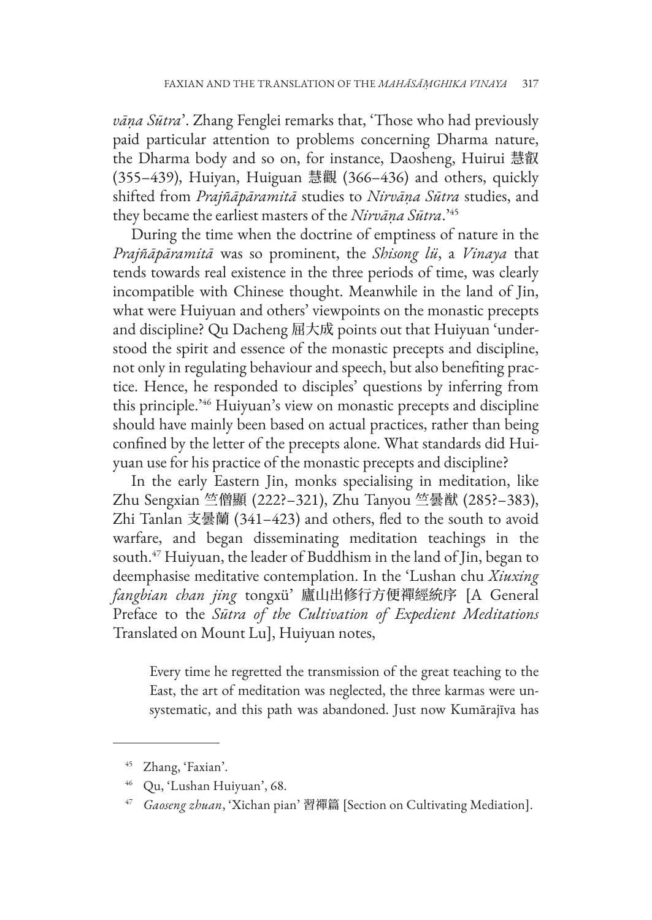*vāṇa Sūtra*'. Zhang Fenglei remarks that, 'Those who had previously paid particular attention to problems concerning Dharma nature, the Dharma body and so on, for instance, Daosheng, Huirui 慧叡 (355–439), Huiyan, Huiguan 慧觀 (366–436) and others, quickly shifted from *Prajñāpāramitā* studies to *Nirvāṇa Sūtra* studies, and they became the earliest masters of the *Nirvāṇa Sūtra*.'[45]

During the time when the doctrine of emptiness of nature in the *Prajñāpāramitā* was so prominent, the *Shisong lü*, a *Vinaya* that tends towards real existence in the three periods of time, was clearly incompatible with Chinese thought. Meanwhile in the land of Jin, what were Huiyuan and others' viewpoints on the monastic precepts and discipline? Qu Dacheng 屈大成 points out that Huiyuan 'understood the spirit and essence of the monastic precepts and discipline, not only in regulating behaviour and speech, but also benefiting practice. Hence, he responded to disciples' questions by inferring from this principle.'[46] Huiyuan's view on monastic precepts and discipline should have mainly been based on actual practices, rather than being confined by the letter of the precepts alone. What standards did Huiyuan use for his practice of the monastic precepts and discipline?

In the early Eastern Jin, monks specialising in meditation, like Zhu Sengxian 竺僧顯 (222?–321), Zhu Tanyou 竺曇猷 (285?–383), Zhi Tanlan 支曇蘭 (341–423) and others, fled to the south to avoid warfare, and began disseminating meditation teachings in the south.[47] Huiyuan, the leader of Buddhism in the land of Jin, began to deemphasise meditative contemplation. In the 'Lushan chu *Xiuxing fangbian chan jing* tongxü' 廬山出修行方便禪經統序 [A General Preface to the *Sūtra of the Cultivation of Expedient Meditations* Translated on Mount Lu], Huiyuan notes,

> Every time he regretted the transmission of the great teaching to the East, the art of meditation was neglected, the three karmas were unsystematic, and this path was abandoned. Just now Kumārajīva has

---

45 Zhang, 'Faxian'.

46 Qu, 'Lushan Huiyuan', 68.

47 *Gaoseng zhuan*, 'Xichan pian' 習禪篇 [Section on Cultivating Mediation].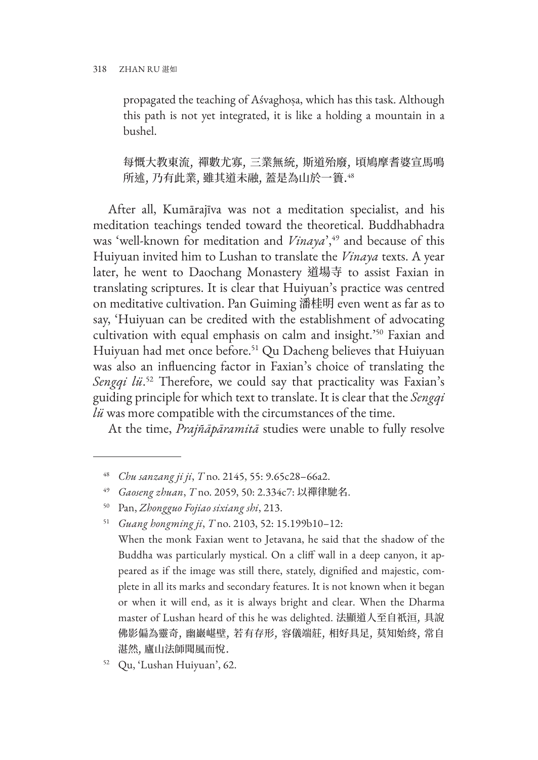propagated the teaching of Aśvaghoṣa, which has this task. Although this path is not yet integrated, it is like a holding a mountain in a bushel.

> 每慨大教東流, 禪數尤寡, 三業無統, 斯道殆廢, 頃鳩摩耆婆宣馬鳴所述, 乃有此業, 雖其道未融, 蓋是為山於一簣.[48]

After all, Kumārajīva was not a meditation specialist, and his meditation teachings tended toward the theoretical. Buddhabhadra was 'well-known for meditation and *Vinaya*',[49] and because of this Huiyuan invited him to Lushan to translate the *Vinaya* texts. A year later, he went to Daochang Monastery 道場寺 to assist Faxian in translating scriptures. It is clear that Huiyuan's practice was centred on meditative cultivation. Pan Guiming 潘桂明 even went as far as to say, 'Huiyuan can be credited with the establishment of advocating cultivation with equal emphasis on calm and insight.'[50] Faxian and Huiyuan had met once before.[51] Qu Dacheng believes that Huiyuan was also an influencing factor in Faxian's choice of translating the *Sengqi lü*.[52] Therefore, we could say that practicality was Faxian's guiding principle for which text to translate. It is clear that the *Sengqi lü* was more compatible with the circumstances of the time.

At the time, *Prajñāpāramitā* studies were unable to fully resolve

---

[48] *Chu sanzang ji ji*, *T* no. 2145, 55: 9.65c28–66a2.

[49] *Gaoseng zhuan*, *T* no. 2059, 50: 2.334c7: 以禪律馳名.

[50] Pan, *Zhongguo Fojiao sixiang shi*, 213.

[51] *Guang hongming ji*, *T* no. 2103, 52: 15.199b10–12:
When the monk Faxian went to Jetavana, he said that the shadow of the Buddha was particularly mystical. On a cliff wall in a deep canyon, it appeared as if the image was still there, stately, dignified and majestic, complete in all its marks and secondary features. It is not known when it began or when it will end, as it is always bright and clear. When the Dharma master of Lushan heard of this he was delighted. 法顯道人至自祇洹, 具說佛影偏為靈奇, 幽巖嵁壁, 若有存形, 容儀端莊, 相好具足, 莫知始終, 常自湛然, 廬山法師聞風而悅.

[52] Qu, 'Lushan Huiyuan', 62.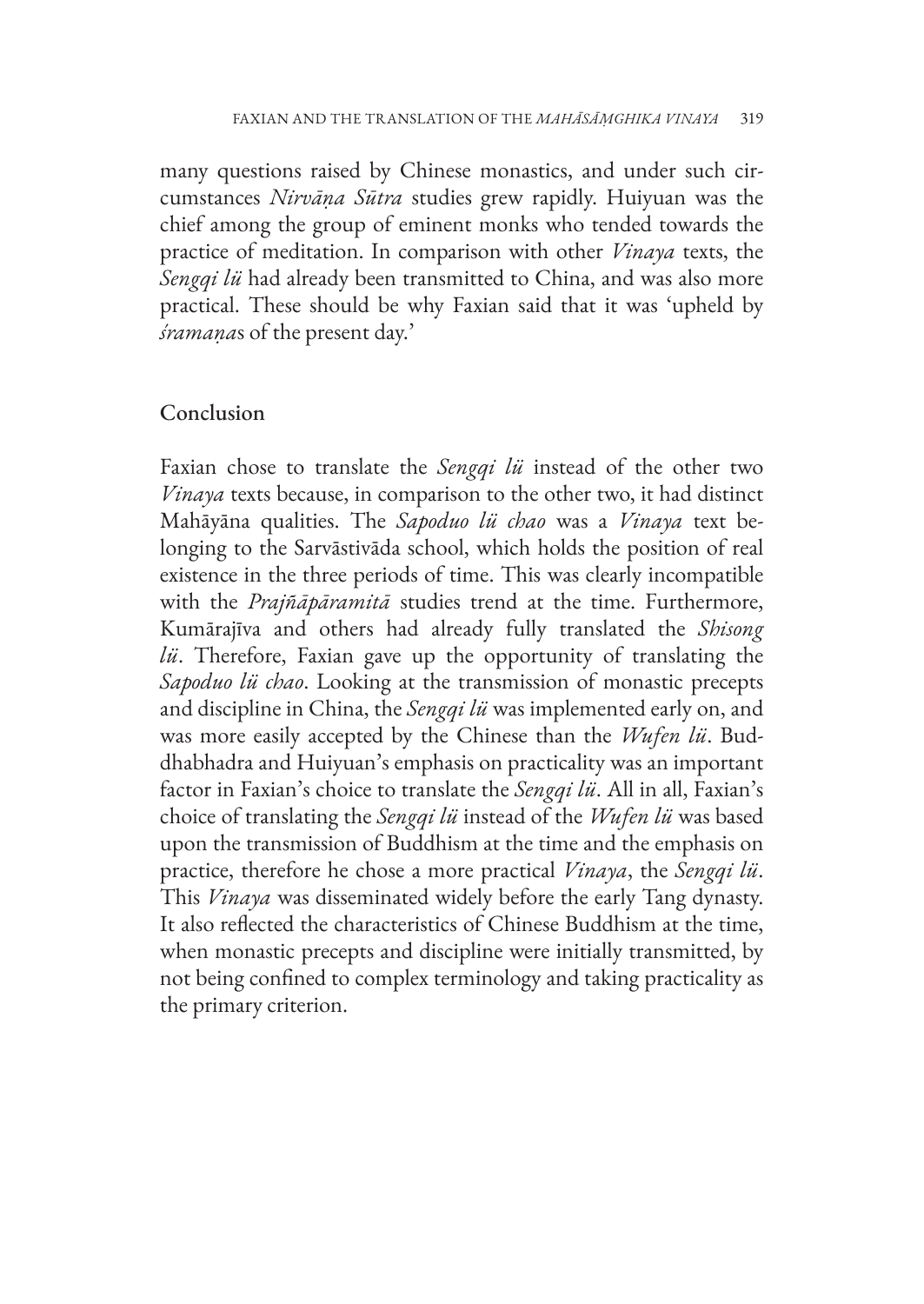many questions raised by Chinese monastics, and under such circumstances *Nirvāṇa Sūtra* studies grew rapidly. Huiyuan was the chief among the group of eminent monks who tended towards the practice of meditation. In comparison with other *Vinaya* texts, the *Sengqi lü* had already been transmitted to China, and was also more practical. These should be why Faxian said that it was 'upheld by *śramaṇa*s of the present day.'

## Conclusion

Faxian chose to translate the *Sengqi lü* instead of the other two *Vinaya* texts because, in comparison to the other two, it had distinct Mahāyāna qualities. The *Sapoduo lü chao* was a *Vinaya* text belonging to the Sarvāstivāda school, which holds the position of real existence in the three periods of time. This was clearly incompatible with the *Prajñāpāramitā* studies trend at the time. Furthermore, Kumārajīva and others had already fully translated the *Shisong lü*. Therefore, Faxian gave up the opportunity of translating the *Sapoduo lü chao*. Looking at the transmission of monastic precepts and discipline in China, the *Sengqi lü* was implemented early on, and was more easily accepted by the Chinese than the *Wufen lü*. Buddhabhadra and Huiyuan's emphasis on practicality was an important factor in Faxian's choice to translate the *Sengqi lü*. All in all, Faxian's choice of translating the *Sengqi lü* instead of the *Wufen lü* was based upon the transmission of Buddhism at the time and the emphasis on practice, therefore he chose a more practical *Vinaya*, the *Sengqi lü*. This *Vinaya* was disseminated widely before the early Tang dynasty. It also reflected the characteristics of Chinese Buddhism at the time, when monastic precepts and discipline were initially transmitted, by not being confined to complex terminology and taking practicality as the primary criterion.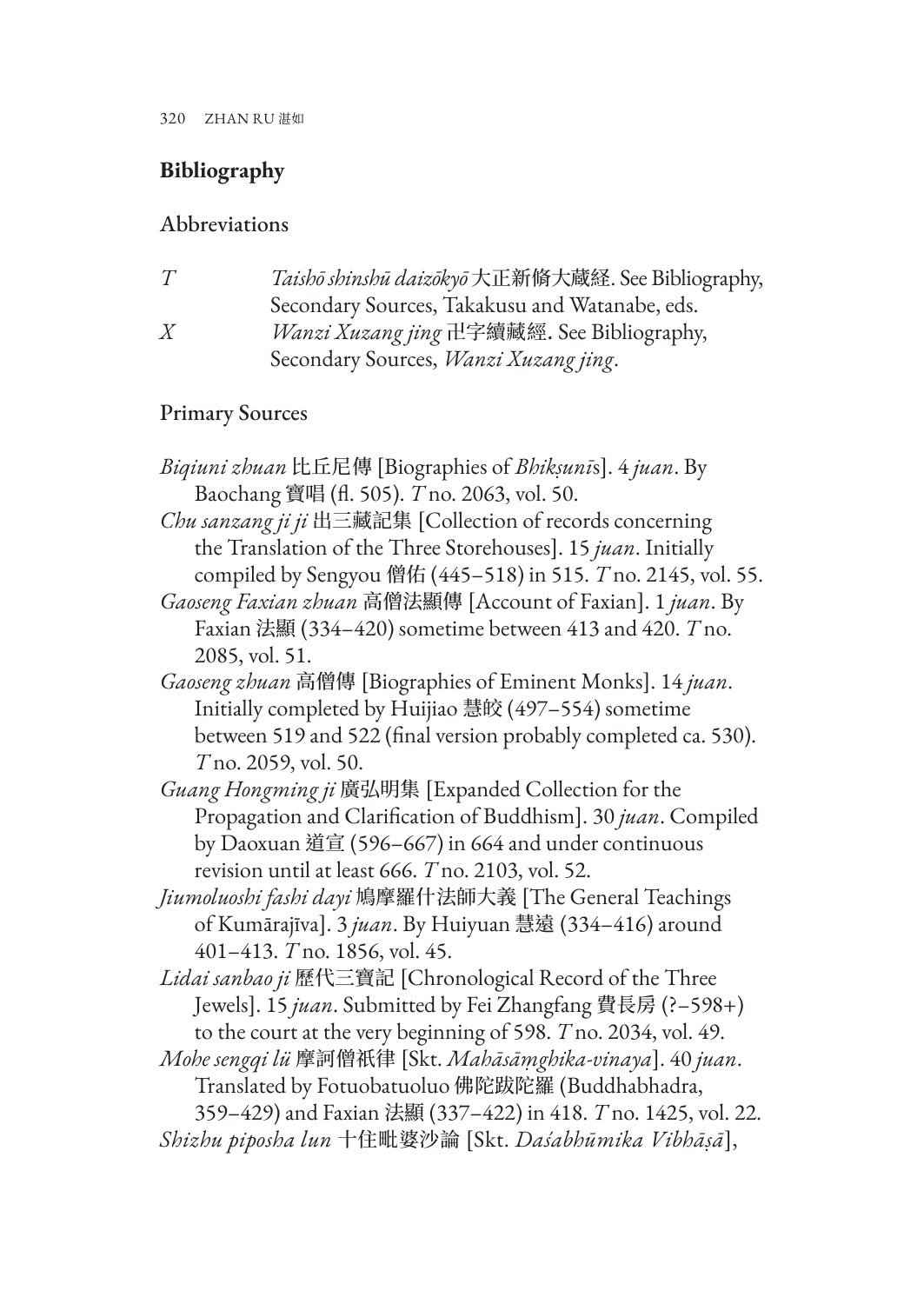## Bibliography

### Abbreviations

| | |
|---|---|
| *T* | *Taishō shinshū daizōkyō* 大正新脩大蔵経. See Bibliography, Secondary Sources, Takakusu and Watanabe, eds. |
| *X* | *Wanzi Xuzang jing* 卍字續藏經. See Bibliography, Secondary Sources, *Wanzi Xuzang jing*. |

### Primary Sources

*Biqiuni zhuan* 比丘尼傳 [Biographies of *Bhikṣunī*s]. 4 *juan*. By Baochang 寶唱 (fl. 505). *T* no. 2063, vol. 50.

*Chu sanzang ji ji* 出三藏記集 [Collection of records concerning the Translation of the Three Storehouses]. 15 *juan*. Initially compiled by Sengyou 僧佑 (445–518) in 515. *T* no. 2145, vol. 55.

*Gaoseng Faxian zhuan* 高僧法顯傳 [Account of Faxian]. 1 *juan*. By Faxian 法顯 (334–420) sometime between 413 and 420. *T* no. 2085, vol. 51.

*Gaoseng zhuan* 高僧傳 [Biographies of Eminent Monks]. 14 *juan*. Initially completed by Huijiao 慧皎 (497–554) sometime between 519 and 522 (final version probably completed ca. 530). *T* no. 2059, vol. 50.

*Guang Hongming ji* 廣弘明集 [Expanded Collection for the Propagation and Clarification of Buddhism]. 30 *juan*. Compiled by Daoxuan 道宣 (596–667) in 664 and under continuous revision until at least 666. *T* no. 2103, vol. 52.

*Jiumoluoshi fashi dayi* 鳩摩羅什法師大義 [The General Teachings of Kumārajīva]. 3 *juan*. By Huiyuan 慧遠 (334–416) around 401–413. *T* no. 1856, vol. 45.

*Lidai sanbao ji* 歷代三寶記 [Chronological Record of the Three Jewels]. 15 *juan*. Submitted by Fei Zhangfang 費長房 (?–598+) to the court at the very beginning of 598. *T* no. 2034, vol. 49.

*Mohe sengqi lü* 摩訶僧祇律 [Skt. *Mahāsāṃghika-vinaya*]. 40 *juan*. Translated by Fotuobatuoluo 佛陀跋陀羅 (Buddhabhadra, 359–429) and Faxian 法顯 (337–422) in 418. *T* no. 1425, vol. 22.

*Shizhu piposha lun* 十住毗婆沙論 [Skt. *Daśabhūmika Vibhāṣā*],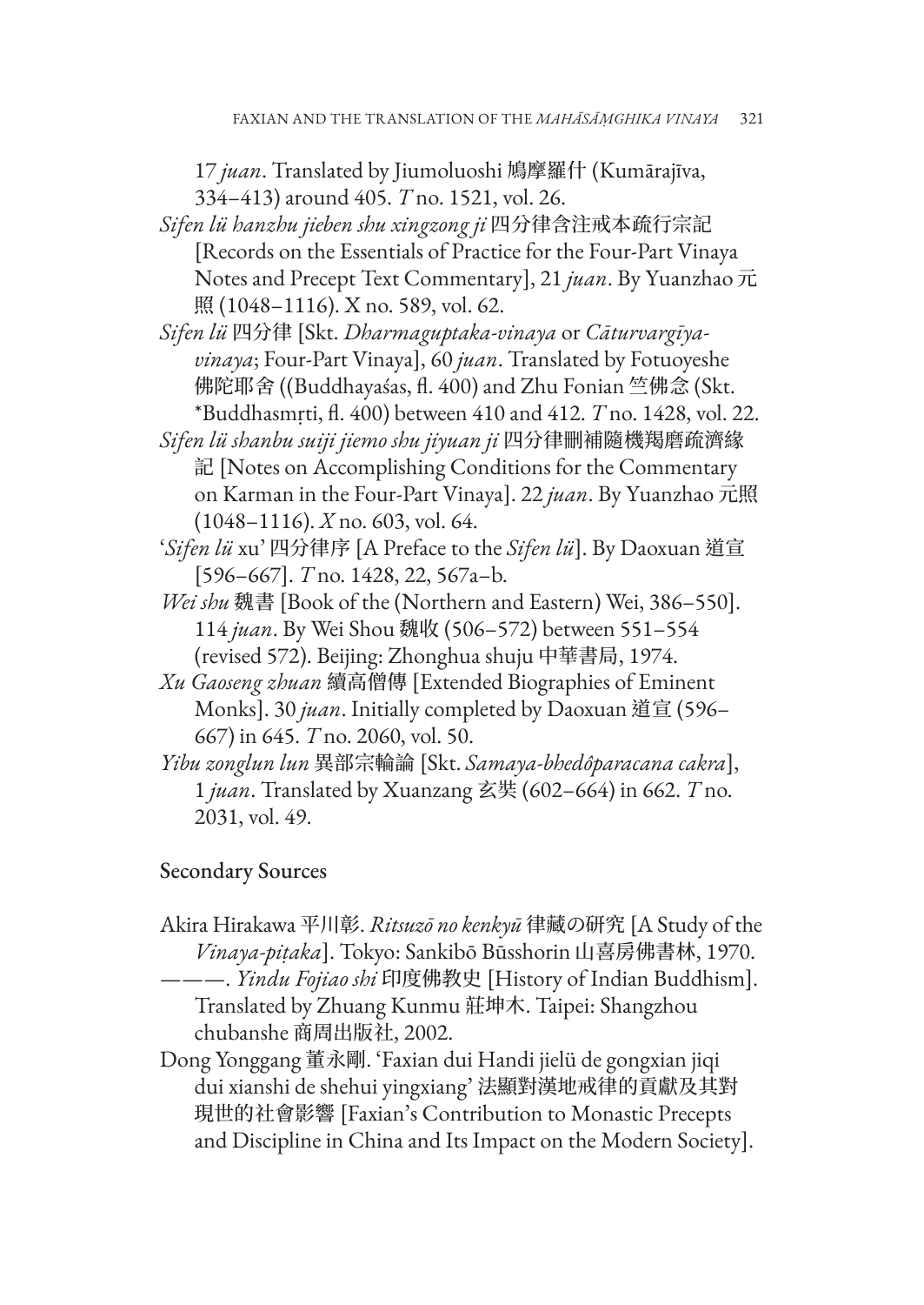17 *juan*. Translated by Jiumoluoshi 鳩摩羅什 (Kumārajīva, 334–413) around 405. *T* no. 1521, vol. 26.

*Sifen lü hanzhu jieben shu xingzong ji* 四分律含注戒本疏行宗記 [Records on the Essentials of Practice for the Four-Part Vinaya Notes and Precept Text Commentary], 21 *juan*. By Yuanzhao 元照 (1048–1116). X no. 589, vol. 62.

*Sifen lü* 四分律 [Skt. *Dharmaguptaka-vinaya* or *Cāturvargīya-vinaya*; Four-Part Vinaya], 60 *juan*. Translated by Fotuoyeshe 佛陀耶舍 ((Buddhayaśas, fl. 400) and Zhu Fonian 竺佛念 (Skt. *Buddhasmṛti, fl. 400) between 410 and 412. *T* no. 1428, vol. 22.

*Sifen lü shanbu suiji jiemo shu jiyuan ji* 四分律刪補隨機羯磨疏濟緣記 [Notes on Accomplishing Conditions for the Commentary on Karman in the Four-Part Vinaya]. 22 *juan*. By Yuanzhao 元照 (1048–1116). *X* no. 603, vol. 64.

'*Sifen lü* xu' 四分律序 [A Preface to the *Sifen lü*]. By Daoxuan 道宣 [596–667]. *T* no. 1428, 22, 567a–b.

*Wei shu* 魏書 [Book of the (Northern and Eastern) Wei, 386–550]. 114 *juan*. By Wei Shou 魏收 (506–572) between 551–554 (revised 572). Beijing: Zhonghua shuju 中華書局, 1974.

*Xu Gaoseng zhuan* 續高僧傳 [Extended Biographies of Eminent Monks]. 30 *juan*. Initially completed by Daoxuan 道宣 (596–667) in 645. *T* no. 2060, vol. 50.

*Yibu zonglun lun* 異部宗輪論 [Skt. *Samaya-bhedôparacana cakra*], 1 *juan*. Translated by Xuanzang 玄奘 (602–664) in 662. *T* no. 2031, vol. 49.

## Secondary Sources

Akira Hirakawa 平川彰. *Ritsuzō no kenkyū* 律藏の研究 [A Study of the *Vinaya-piṭaka*]. Tokyo: Sankibō Būsshorin 山喜房佛書林, 1970.

———. *Yindu Fojiao shi* 印度佛教史 [History of Indian Buddhism]. Translated by Zhuang Kunmu 莊坤木. Taipei: Shangzhou chubanshe 商周出版社, 2002.

Dong Yonggang 董永剛. 'Faxian dui Handi jielü de gongxian jiqi dui xianshi de shehui yingxiang' 法顯對漢地戒律的貢獻及其對現世的社會影響 [Faxian's Contribution to Monastic Precepts and Discipline in China and Its Impact on the Modern Society].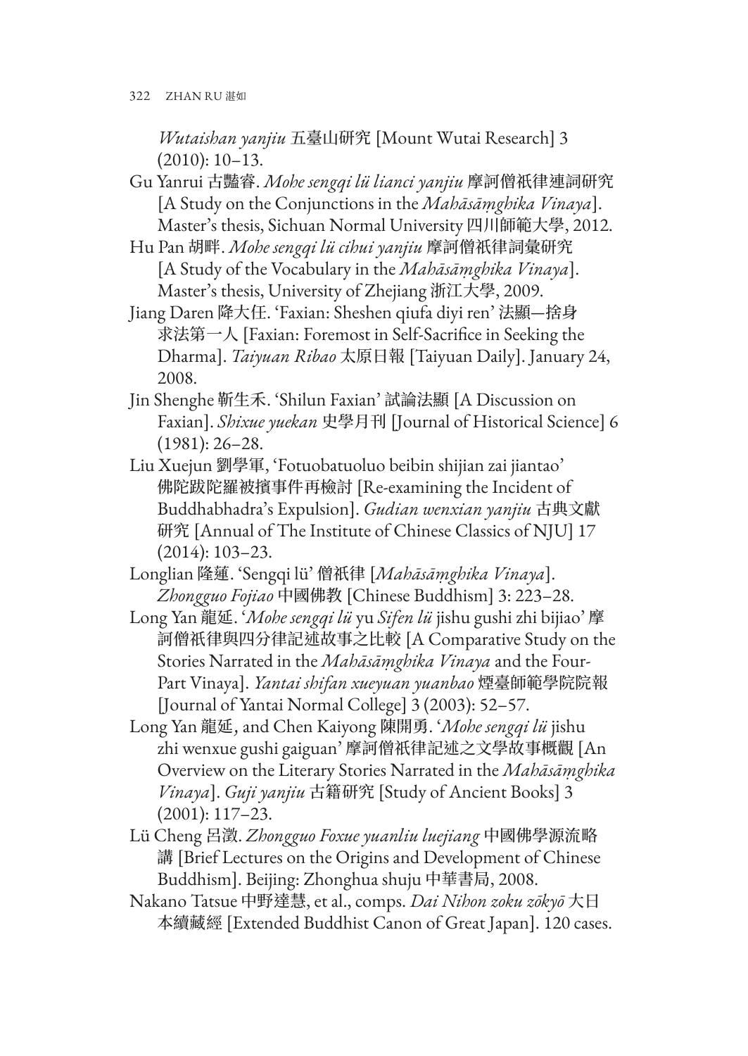*Wutaishan yanjiu* 五臺山研究 [Mount Wutai Research] 3 (2010): 10–13.

Gu Yanrui 古豔睿. *Mohe sengqi lü lianci yanjiu* 摩訶僧祇律連詞研究 [A Study on the Conjunctions in the *Mahāsāṃghika Vinaya*]. Master's thesis, Sichuan Normal University 四川師範大學, 2012.

Hu Pan 胡畔. *Mohe sengqi lü cihui yanjiu* 摩訶僧祇律詞彙研究 [A Study of the Vocabulary in the *Mahāsāṃghika Vinaya*]. Master's thesis, University of Zhejiang 浙江大學, 2009.

Jiang Daren 降大任. 'Faxian: Sheshen qiufa diyi ren' 法顯—捨身求法第一人 [Faxian: Foremost in Self-Sacrifice in Seeking the Dharma]. *Taiyuan Ribao* 太原日報 [Taiyuan Daily]. January 24, 2008.

Jin Shenghe 靳生禾. 'Shilun Faxian' 試論法顯 [A Discussion on Faxian]. *Shixue yuekan* 史學月刊 [Journal of Historical Science] 6 (1981): 26–28.

Liu Xuejun 劉學軍, 'Fotuobatuoluo beibin shijian zai jiantao' 佛陀跋陀羅被擯事件再檢討 [Re-examining the Incident of Buddhabhadra's Expulsion]. *Gudian wenxian yanjiu* 古典文獻研究 [Annual of The Institute of Chinese Classics of NJU] 17 (2014): 103–23.

Longlian 隆蓮. 'Sengqi lü' 僧祇律 [*Mahāsāṃghika Vinaya*]. *Zhongguo Fojiao* 中國佛教 [Chinese Buddhism] 3: 223–28.

Long Yan 龍延. '*Mohe sengqi lü* yu *Sifen lü* jishu gushi zhi bijiao' 摩訶僧祇律與四分律記述故事之比較 [A Comparative Study on the Stories Narrated in the *Mahāsāṃghika Vinaya* and the Four-Part Vinaya]. *Yantai shifan xueyuan yuanbao* 煙臺師範學院院報 [Journal of Yantai Normal College] 3 (2003): 52–57.

Long Yan 龍延, and Chen Kaiyong 陳開勇. '*Mohe sengqi lü* jishu zhi wenxue gushi gaiguan' 摩訶僧祇律記述之文學故事概觀 [An Overview on the Literary Stories Narrated in the *Mahāsāṃghika Vinaya*]. *Guji yanjiu* 古籍研究 [Study of Ancient Books] 3 (2001): 117–23.

Lü Cheng 呂澂. *Zhongguo Foxue yuanliu luejiang* 中國佛學源流略講 [Brief Lectures on the Origins and Development of Chinese Buddhism]. Beijing: Zhonghua shuju 中華書局, 2008.

Nakano Tatsue 中野達慧, et al., comps. *Dai Nihon zoku zōkyō* 大日本續藏經 [Extended Buddhist Canon of Great Japan]. 120 cases.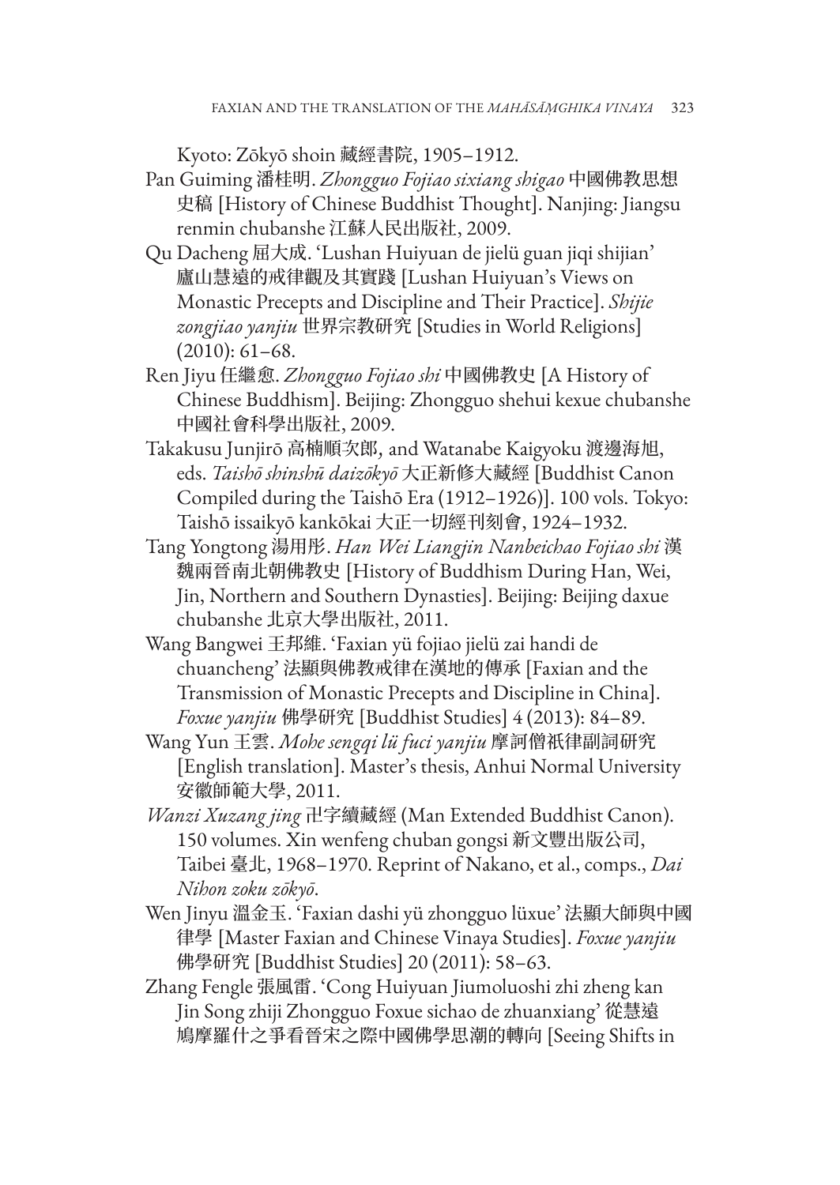Kyoto: Zōkyō shoin 藏經書院, 1905–1912.

Pan Guiming 潘桂明. *Zhongguo Fojiao sixiang shigao* 中國佛教思想史稿 [History of Chinese Buddhist Thought]. Nanjing: Jiangsu renmin chubanshe 江蘇人民出版社, 2009.

Qu Dacheng 屈大成. 'Lushan Huiyuan de jielü guan jiqi shijian' 廬山慧遠的戒律觀及其實踐 [Lushan Huiyuan's Views on Monastic Precepts and Discipline and Their Practice]. *Shijie zongjiao yanjiu* 世界宗教研究 [Studies in World Religions] (2010): 61–68.

Ren Jiyu 任繼愈. *Zhongguo Fojiao shi* 中國佛教史 [A History of Chinese Buddhism]. Beijing: Zhongguo shehui kexue chubanshe 中國社會科學出版社, 2009.

Takakusu Junjirō 高楠順次郎, and Watanabe Kaigyoku 渡邊海旭, eds. *Taishō shinshū daizōkyō* 大正新修大藏經 [Buddhist Canon Compiled during the Taishō Era (1912–1926)]. 100 vols. Tokyo: Taishō issaikyō kankōkai 大正一切經刊刻會, 1924–1932.

Tang Yongtong 湯用彤. *Han Wei Liangjin Nanbeichao Fojiao shi* 漢魏兩晉南北朝佛教史 [History of Buddhism During Han, Wei, Jin, Northern and Southern Dynasties]. Beijing: Beijing daxue chubanshe 北京大學出版社, 2011.

Wang Bangwei 王邦維. 'Faxian yü fojiao jielü zai handi de chuancheng' 法顯與佛教戒律在漢地的傳承 [Faxian and the Transmission of Monastic Precepts and Discipline in China]. *Foxue yanjiu* 佛學研究 [Buddhist Studies] 4 (2013): 84–89.

Wang Yun 王雲. *Mohe sengqi lü fuci yanjiu* 摩訶僧祇律副詞研究 [English translation]. Master's thesis, Anhui Normal University 安徽師範大學, 2011.

*Wanzi Xuzang jing* 卍字續藏經 (Man Extended Buddhist Canon). 150 volumes. Xin wenfeng chuban gongsi 新文豐出版公司, Taibei 臺北, 1968–1970. Reprint of Nakano, et al., comps., *Dai Nihon zoku zōkyō*.

Wen Jinyu 溫金玉. 'Faxian dashi yü zhongguo lüxue' 法顯大師與中國律學 [Master Faxian and Chinese Vinaya Studies]. *Foxue yanjiu* 佛學研究 [Buddhist Studies] 20 (2011): 58–63.

Zhang Fengle 張風雷. 'Cong Huiyuan Jiumoluoshi zhi zheng kan Jin Song zhiji Zhongguo Foxue sichao de zhuanxiang' 從慧遠鳩摩羅什之爭看晉宋之際中國佛學思潮的轉向 [Seeing Shifts in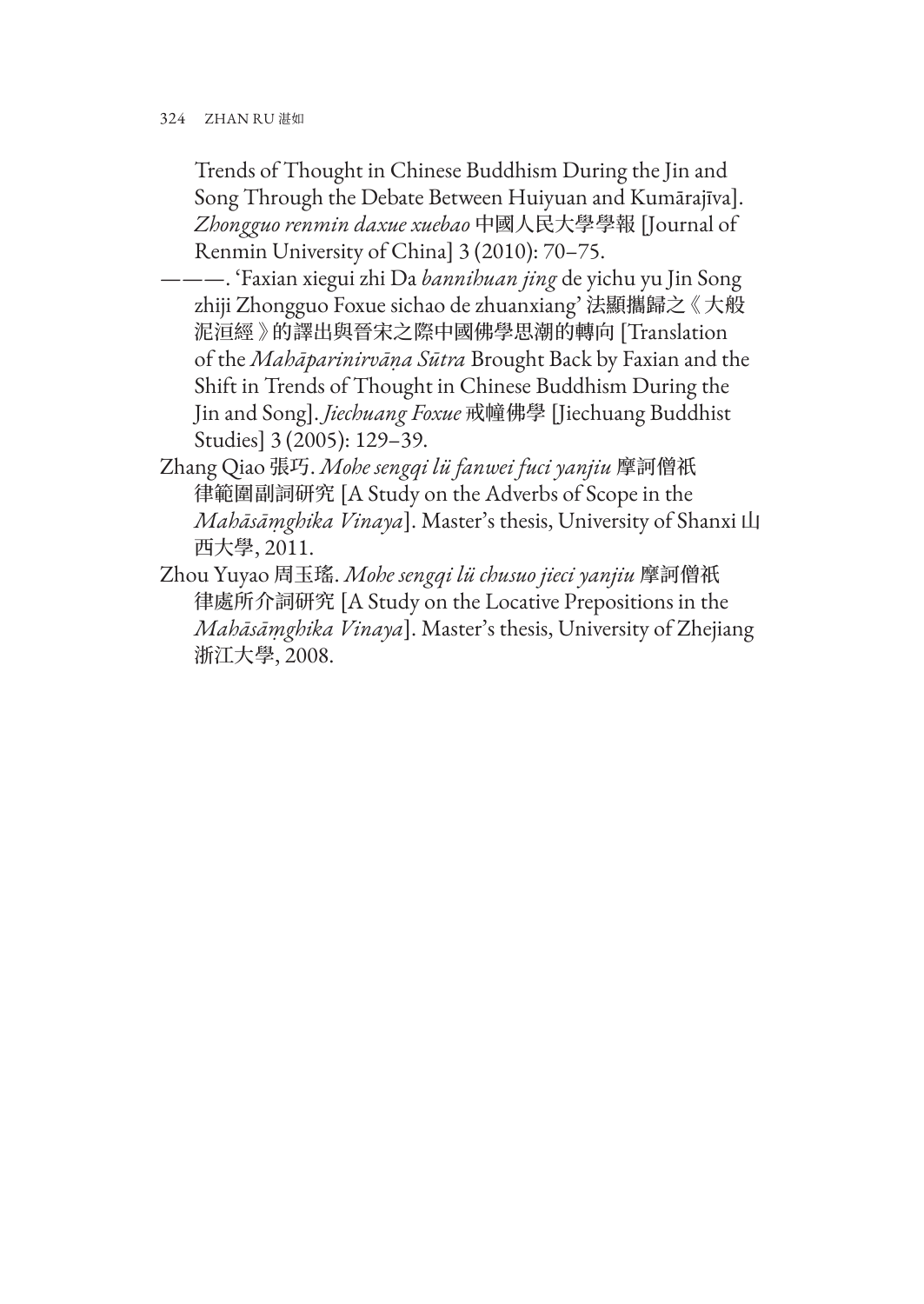Trends of Thought in Chinese Buddhism During the Jin and Song Through the Debate Between Huiyuan and Kumārajīva]. *Zhongguo renmin daxue xuebao* 中國人民大學學報 [Journal of Renmin University of China] 3 (2010): 70–75.

———. 'Faxian xiegui zhi Da *bannihuan jing* de yichu yu Jin Song zhiji Zhongguo Foxue sichao de zhuanxiang' 法顯攜歸之《大般泥洹經》的譯出與晉宋之際中國佛學思潮的轉向 [Translation of the *Mahāparinirvāṇa Sūtra* Brought Back by Faxian and the Shift in Trends of Thought in Chinese Buddhism During the Jin and Song]. *Jiechuang Foxue* 戒幢佛學 [Jiechuang Buddhist Studies] 3 (2005): 129–39.

Zhang Qiao 張巧. *Mohe sengqi lü fanwei fuci yanjiu* 摩訶僧祇律範圍副詞研究 [A Study on the Adverbs of Scope in the *Mahāsāṃghika Vinaya*]. Master's thesis, University of Shanxi 山西大學, 2011.

Zhou Yuyao 周玉瑤. *Mohe sengqi lü chusuo jieci yanjiu* 摩訶僧祇律處所介詞研究 [A Study on the Locative Prepositions in the *Mahāsāṃghika Vinaya*]. Master's thesis, University of Zhejiang 浙江大學, 2008.